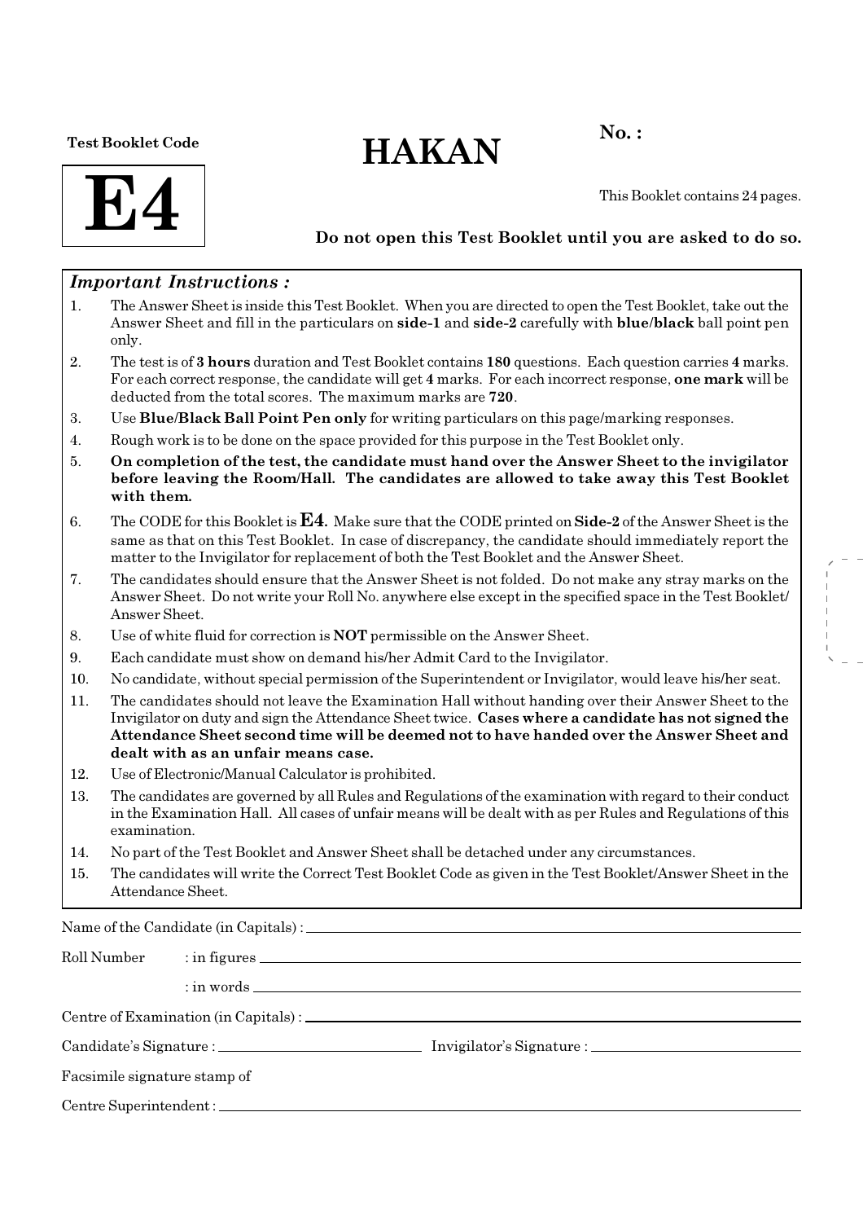**Test Booklet Code**

# E4

# HAKAN

**No. :**

This Booklet contains 24 pages.

**Do not open this Test Booklet until you are asked to do so.**

### *Important Instructions :*

1. The Answer Sheet is inside this Test Booklet. When you are directed to open the Test Booklet, take out the Answer Sheet and fill in the particulars on **side-1** and **side-2** carefully with **blue/black** ball point pen only.
2. The test is of **3 hours** duration and Test Booklet contains **180** questions. Each question carries **4** marks. For each correct response, the candidate will get **4** marks. For each incorrect response, **one mark** will be deducted from the total scores. The maximum marks are **720**.
3. Use **Blue/Black Ball Point Pen only** for writing particulars on this page/marking responses.
4. Rough work is to be done on the space provided for this purpose in the Test Booklet only.
5. **On completion of the test, the candidate must hand over the Answer Sheet to the invigilator before leaving the Room/Hall. The candidates are allowed to take away this Test Booklet with them.**
6. The CODE for this Booklet is **E4**. Make sure that the CODE printed on **Side-2** of the Answer Sheet is the same as that on this Test Booklet. In case of discrepancy, the candidate should immediately report the matter to the Invigilator for replacement of both the Test Booklet and the Answer Sheet.
7. The candidates should ensure that the Answer Sheet is not folded. Do not make any stray marks on the Answer Sheet. Do not write your Roll No. anywhere else except in the specified space in the Test Booklet/ Answer Sheet.
8. Use of white fluid for correction is **NOT** permissible on the Answer Sheet.
9. Each candidate must show on demand his/her Admit Card to the Invigilator.
10. No candidate, without special permission of the Superintendent or Invigilator, would leave his/her seat.
11. The candidates should not leave the Examination Hall without handing over their Answer Sheet to the Invigilator on duty and sign the Attendance Sheet twice. **Cases where a candidate has not signed the Attendance Sheet second time will be deemed not to have handed over the Answer Sheet and dealt with as an unfair means case.**
12. Use of Electronic/Manual Calculator is prohibited.
13. The candidates are governed by all Rules and Regulations of the examination with regard to their conduct in the Examination Hall. All cases of unfair means will be dealt with as per Rules and Regulations of this examination.
14. No part of the Test Booklet and Answer Sheet shall be detached under any circumstances.
15. The candidates will write the Correct Test Booklet Code as given in the Test Booklet/Answer Sheet in the Attendance Sheet.

Name of the Candidate (in Capitals) : ____________________

Roll Number : in figures ____________________

: in words ____________________

Centre of Examination (in Capitals) : ____________________

Candidate's Signature : ____________________ Invigilator's Signature : ____________________

Facsimile signature stamp of

Centre Superintendent : ____________________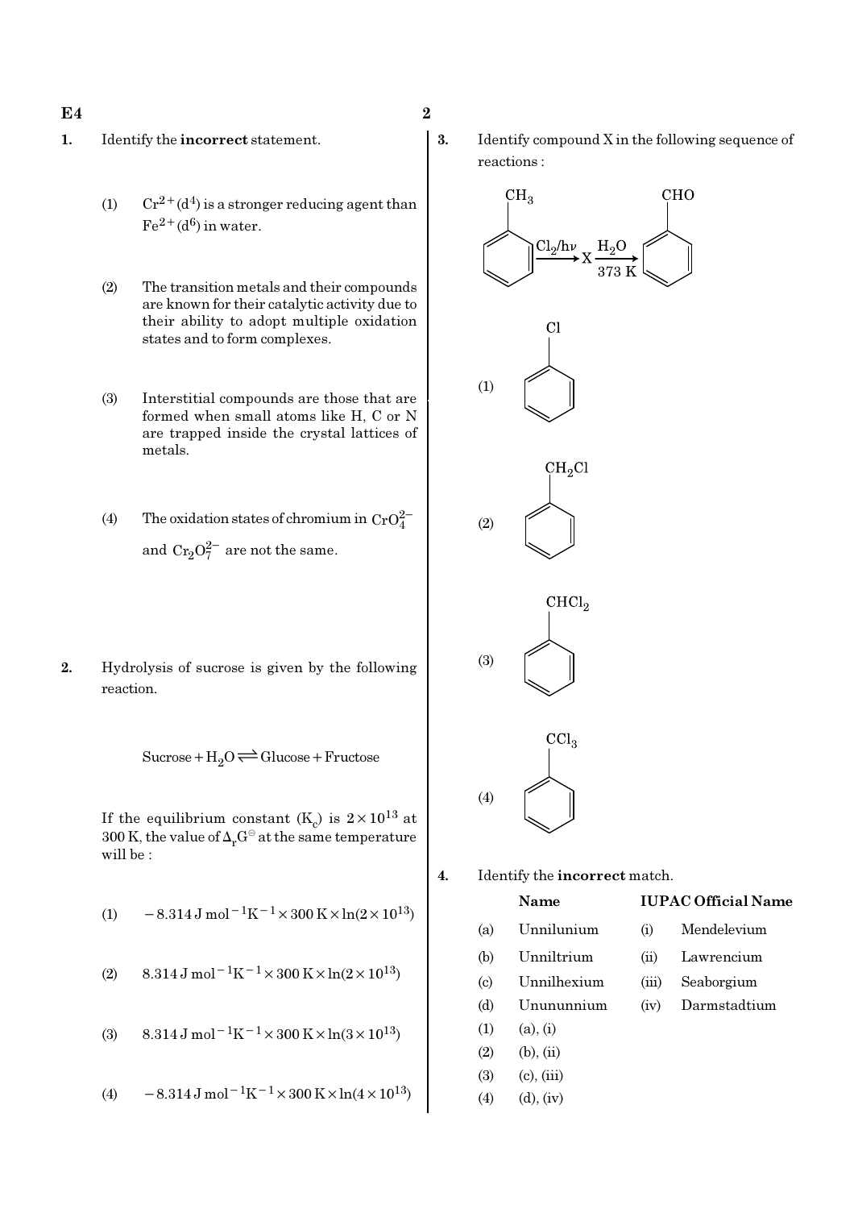1. Identify the **incorrect** statement.

   (1) $Cr^{2+}(d^4)$ is a stronger reducing agent than $Fe^{2+}(d^6)$ in water.

   (2) The transition metals and their compounds are known for their catalytic activity due to their ability to adopt multiple oxidation states and to form complexes.

   (3) Interstitial compounds are those that are formed when small atoms like H, C or N are trapped inside the crystal lattices of metals.

   (4) The oxidation states of chromium in $CrO_4^{2-}$ and $Cr_2O_7^{2-}$ are not the same.

2. Hydrolysis of sucrose is given by the following reaction.

$$\text{Sucrose} + H_2O \rightleftharpoons \text{Glucose} + \text{Fructose}$$

   If the equilibrium constant ($K_c$) is $2 \times 10^{13}$ at 300 K, the value of $\Delta_r G^\ominus$ at the same temperature will be :

   (1) $-8.314\,\text{J mol}^{-1}\text{K}^{-1} \times 300\,\text{K} \times \ln(2 \times 10^{13})$

   (2) $8.314\,\text{J mol}^{-1}\text{K}^{-1} \times 300\,\text{K} \times \ln(2 \times 10^{13})$

   (3) $8.314\,\text{J mol}^{-1}\text{K}^{-1} \times 300\,\text{K} \times \ln(3 \times 10^{13})$

   (4) $-8.314\,\text{J mol}^{-1}\text{K}^{-1} \times 300\,\text{K} \times \ln(4 \times 10^{13})$

3. Identify compound X in the following sequence of reactions :

$$C_6H_5CH_3 \xrightarrow{Cl_2/h\nu} X \xrightarrow[373\text{ K}]{H_2O} C_6H_5CHO$$

   (1) $C_6H_5Cl$

   (2) $C_6H_5CH_2Cl$

   (3) $C_6H_5CHCl_2$

   (4) $C_6H_5CCl_3$

4. Identify the **incorrect** match.

| | Name | | IUPAC Official Name |
|---|---|---|---|
| (a) | Unnilunium | (i) | Mendelevium |
| (b) | Unniltrium | (ii) | Lawrencium |
| (c) | Unnilhexium | (iii) | Seaborgium |
| (d) | Unununnium | (iv) | Darmstadtium |

   (1) (a), (i)

   (2) (b), (ii)

   (3) (c), (iii)

   (4) (d), (iv)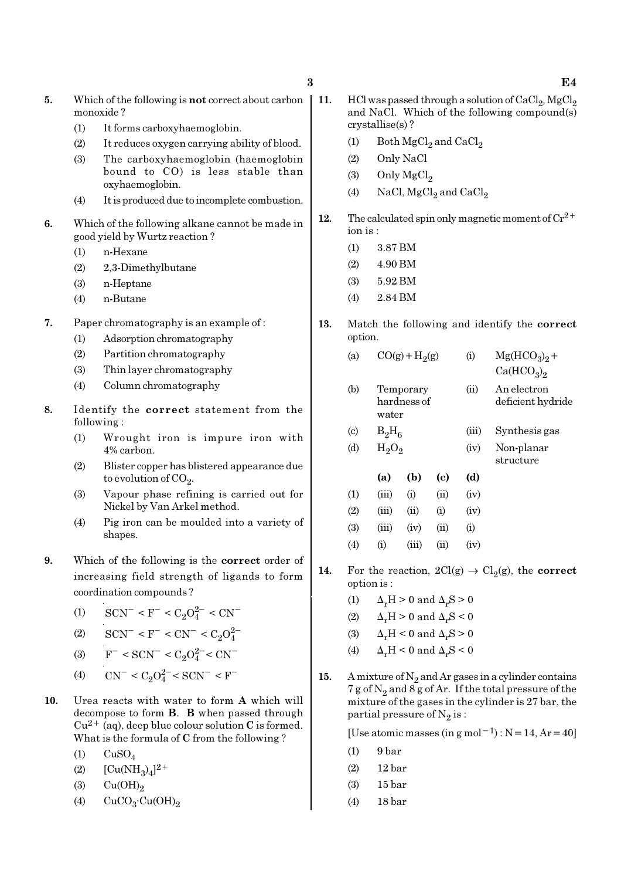5. Which of the following is **not** correct about carbon monoxide ?
   (1) It forms carboxyhaemoglobin.
   (2) It reduces oxygen carrying ability of blood.
   (3) The carboxyhaemoglobin (haemoglobin bound to CO) is less stable than oxyhaemoglobin.
   (4) It is produced due to incomplete combustion.

6. Which of the following alkane cannot be made in good yield by Wurtz reaction ?
   (1) n-Hexane
   (2) 2,3-Dimethylbutane
   (3) n-Heptane
   (4) n-Butane

7. Paper chromatography is an example of :
   (1) Adsorption chromatography
   (2) Partition chromatography
   (3) Thin layer chromatography
   (4) Column chromatography

8. Identify the **correct** statement from the following :
   (1) Wrought iron is impure iron with 4% carbon.
   (2) Blister copper has blistered appearance due to evolution of $CO_2$.
   (3) Vapour phase refining is carried out for Nickel by Van Arkel method.
   (4) Pig iron can be moulded into a variety of shapes.

9. Which of the following is the **correct** order of increasing field strength of ligands to form coordination compounds ?
   (1) $SCN^- < F^- < C_2O_4^{2-} < CN^-$
   (2) $SCN^- < F^- < CN^- < C_2O_4^{2-}$
   (3) $F^- < SCN^- < C_2O_4^{2-} < CN^-$
   (4) $CN^- < C_2O_4^{2-} < SCN^- < F^-$

10. Urea reacts with water to form **A** which will decompose to form **B**. **B** when passed through $Cu^{2+}$ (aq), deep blue colour solution **C** is formed. What is the formula of **C** from the following ?
   (1) $CuSO_4$
   (2) $[Cu(NH_3)_4]^{2+}$
   (3) $Cu(OH)_2$
   (4) $CuCO_3 \cdot Cu(OH)_2$

11. HCl was passed through a solution of $CaCl_2$, $MgCl_2$ and NaCl. Which of the following compound(s) crystallise(s) ?
   (1) Both $MgCl_2$ and $CaCl_2$
   (2) Only NaCl
   (3) Only $MgCl_2$
   (4) NaCl, $MgCl_2$ and $CaCl_2$

12. The calculated spin only magnetic moment of $Cr^{2+}$ ion is :
   (1) 3.87 BM
   (2) 4.90 BM
   (3) 5.92 BM
   (4) 2.84 BM

13. Match the following and identify the **correct** option.

| | | | |
|---|---|---|---|
| (a) | $CO(g) + H_2(g)$ | (i) | $Mg(HCO_3)_2 + Ca(HCO_3)_2$ |
| (b) | Temporary hardness of water | (ii) | An electron deficient hydride |
| (c) | $B_2H_6$ | (iii) | Synthesis gas |
| (d) | $H_2O_2$ | (iv) | Non-planar structure |

| | (a) | (b) | (c) | (d) |
|---|---|---|---|---|
| (1) | (iii) | (i) | (ii) | (iv) |
| (2) | (iii) | (ii) | (i) | (iv) |
| (3) | (iii) | (iv) | (ii) | (i) |
| (4) | (i) | (iii) | (ii) | (iv) |

14. For the reaction, $2Cl(g) \rightarrow Cl_2(g)$, the **correct** option is :
   (1) $\Delta_rH > 0$ and $\Delta_rS > 0$
   (2) $\Delta_rH > 0$ and $\Delta_rS < 0$
   (3) $\Delta_rH < 0$ and $\Delta_rS > 0$
   (4) $\Delta_rH < 0$ and $\Delta_rS < 0$

15. A mixture of $N_2$ and Ar gases in a cylinder contains 7 g of $N_2$ and 8 g of Ar. If the total pressure of the mixture of the gases in the cylinder is 27 bar, the partial pressure of $N_2$ is :

   [Use atomic masses (in g mol$^{-1}$) : N = 14, Ar = 40]
   (1) 9 bar
   (2) 12 bar
   (3) 15 bar
   (4) 18 bar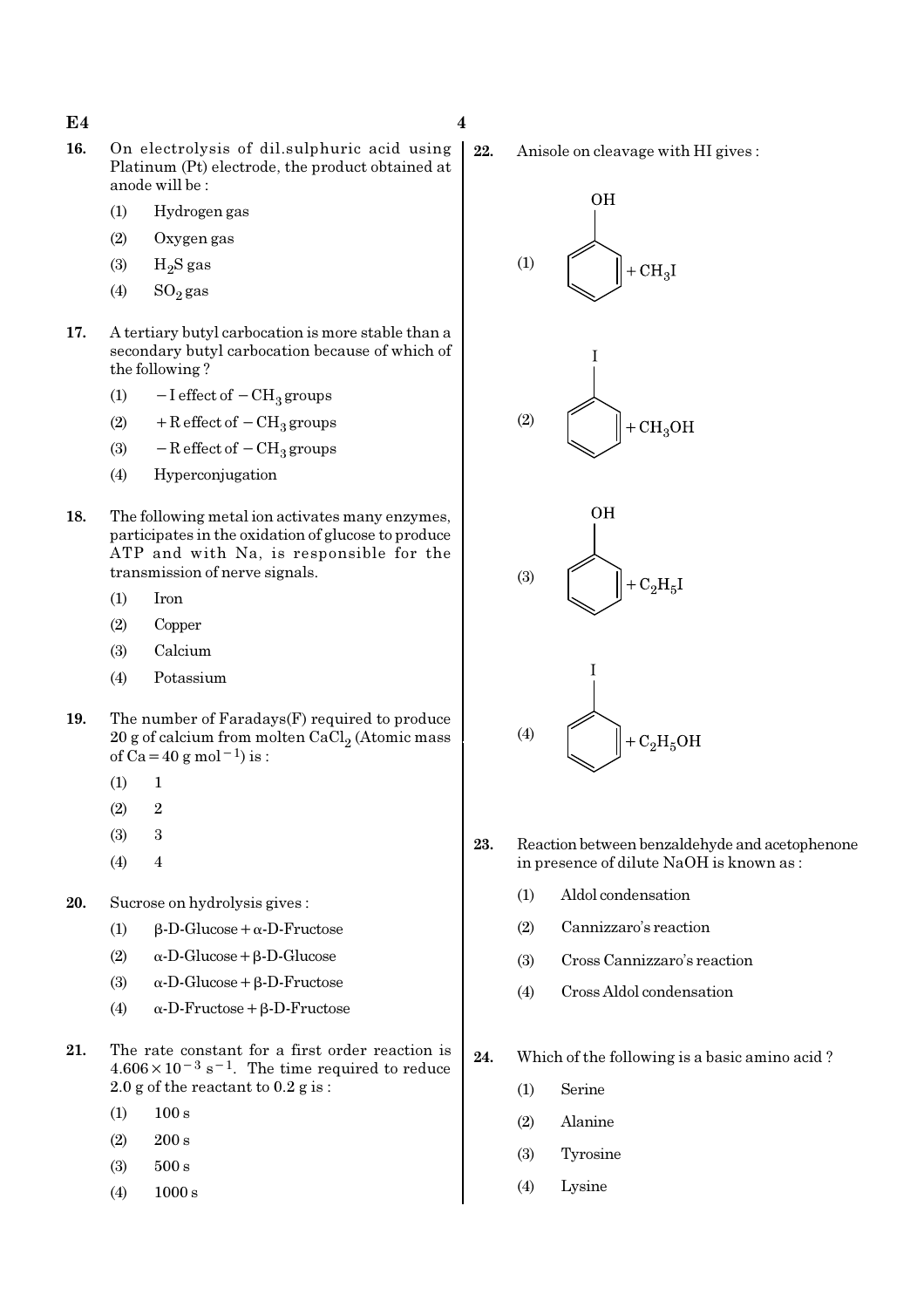16. On electrolysis of dil.sulphuric acid using Platinum (Pt) electrode, the product obtained at anode will be :

    (1) Hydrogen gas

    (2) Oxygen gas

    (3) $H_2S$ gas

    (4) $SO_2$ gas

17. A tertiary butyl carbocation is more stable than a secondary butyl carbocation because of which of the following ?

    (1) $-I$ effect of $-CH_3$ groups

    (2) $+R$ effect of $-CH_3$ groups

    (3) $-R$ effect of $-CH_3$ groups

    (4) Hyperconjugation

18. The following metal ion activates many enzymes, participates in the oxidation of glucose to produce ATP and with Na, is responsible for the transmission of nerve signals.

    (1) Iron

    (2) Copper

    (3) Calcium

    (4) Potassium

19. The number of Faradays(F) required to produce 20 g of calcium from molten $CaCl_2$ (Atomic mass of Ca = 40 g $mol^{-1}$) is :

    (1) 1

    (2) 2

    (3) 3

    (4) 4

20. Sucrose on hydrolysis gives :

    (1) β-D-Glucose + α-D-Fructose

    (2) α-D-Glucose + β-D-Glucose

    (3) α-D-Glucose + β-D-Fructose

    (4) α-D-Fructose + β-D-Fructose

21. The rate constant for a first order reaction is $4.606 \times 10^{-3}\ s^{-1}$. The time required to reduce 2.0 g of the reactant to 0.2 g is :

    (1) 100 s

    (2) 200 s

    (3) 500 s

    (4) 1000 s

22. Anisole on cleavage with HI gives :

    (1) Phenol (C₆H₅–OH) $+ CH_3I$

    (2) Iodobenzene (C₆H₅–I) $+ CH_3OH$

    (3) Phenol (C₆H₅–OH) $+ C_2H_5I$

    (4) Iodobenzene (C₆H₅–I) $+ C_2H_5OH$

23. Reaction between benzaldehyde and acetophenone in presence of dilute NaOH is known as :

    (1) Aldol condensation

    (2) Cannizzaro's reaction

    (3) Cross Cannizzaro's reaction

    (4) Cross Aldol condensation

24. Which of the following is a basic amino acid ?

    (1) Serine

    (2) Alanine

    (3) Tyrosine

    (4) Lysine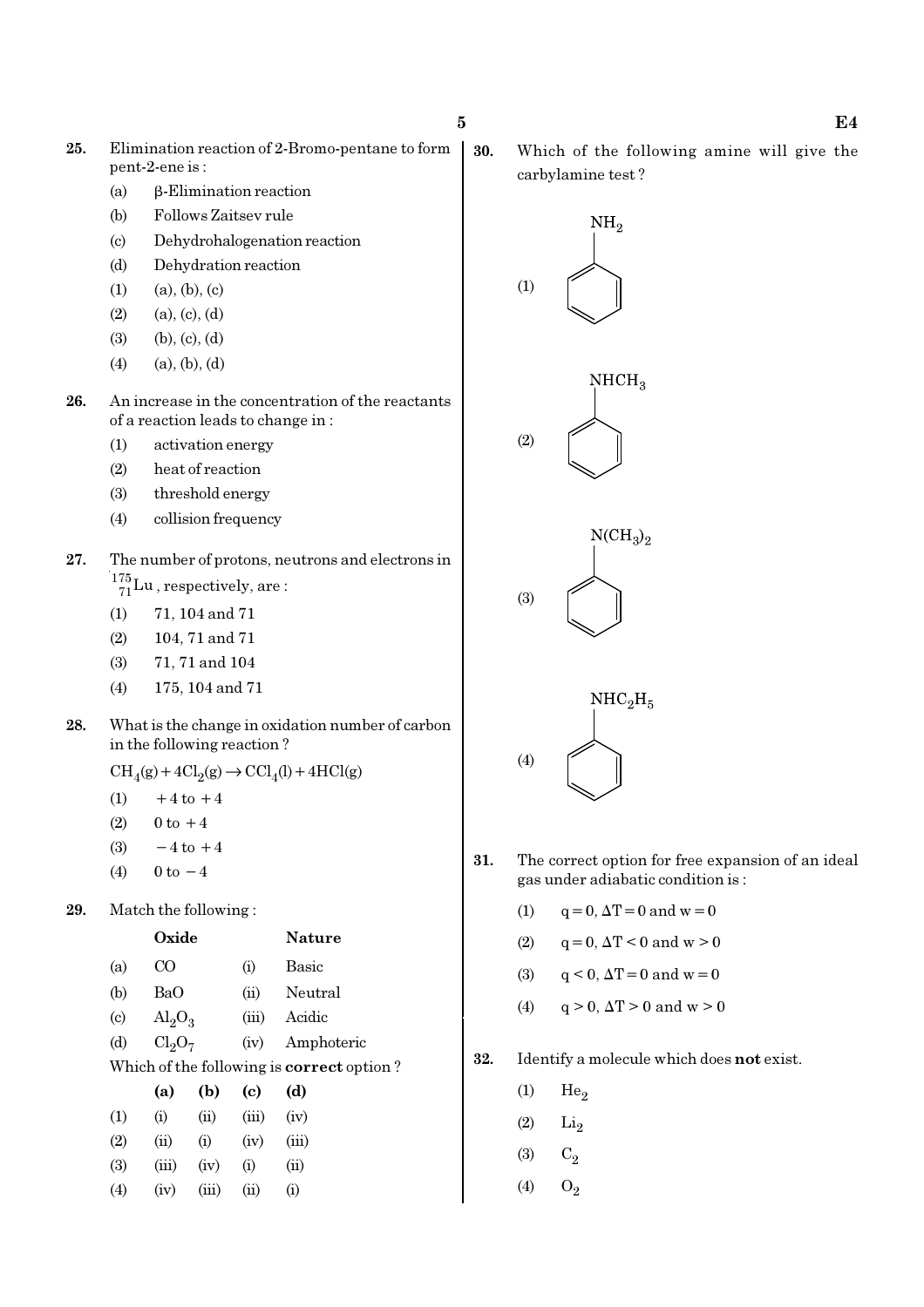25. Elimination reaction of 2-Bromo-pentane to form pent-2-ene is :

(a) β-Elimination reaction

(b) Follows Zaitsev rule

(c) Dehydrohalogenation reaction

(d) Dehydration reaction

(1) (a), (b), (c)

(2) (a), (c), (d)

(3) (b), (c), (d)

(4) (a), (b), (d)

26. An increase in the concentration of the reactants of a reaction leads to change in :

(1) activation energy

(2) heat of reaction

(3) threshold energy

(4) collision frequency

27. The number of protons, neutrons and electrons in $^{175}_{71}Lu$, respectively, are :

(1) 71, 104 and 71

(2) 104, 71 and 71

(3) 71, 71 and 104

(4) 175, 104 and 71

28. What is the change in oxidation number of carbon in the following reaction ?

$CH_4(g) + 4Cl_2(g) \rightarrow CCl_4(l) + 4HCl(g)$

(1) +4 to +4

(2) 0 to +4

(3) −4 to +4

(4) 0 to −4

29. Match the following :

| | Oxide | | Nature |
|---|---|---|---|
| (a) | CO | (i) | Basic |
| (b) | BaO | (ii) | Neutral |
| (c) | $Al_2O_3$ | (iii) | Acidic |
| (d) | $Cl_2O_7$ | (iv) | Amphoteric |

Which of the following is **correct** option ?

| | **(a)** | **(b)** | **(c)** | **(d)** |
|---|---|---|---|---|
| (1) | (i) | (ii) | (iii) | (iv) |
| (2) | (ii) | (i) | (iv) | (iii) |
| (3) | (iii) | (iv) | (i) | (ii) |
| (4) | (iv) | (iii) | (ii) | (i) |

30. Which of the following amine will give the carbylamine test ?

(1) Benzene ring with $NH_2$

(2) Benzene ring with $NHCH_3$

(3) Benzene ring with $N(CH_3)_2$

(4) Benzene ring with $NHC_2H_5$

31. The correct option for free expansion of an ideal gas under adiabatic condition is :

(1) $q = 0, \Delta T = 0$ and $w = 0$

(2) $q = 0, \Delta T < 0$ and $w > 0$

(3) $q < 0, \Delta T = 0$ and $w = 0$

(4) $q > 0, \Delta T > 0$ and $w > 0$

32. Identify a molecule which does **not** exist.

(1) $He_2$

(2) $Li_2$

(3) $C_2$

(4) $O_2$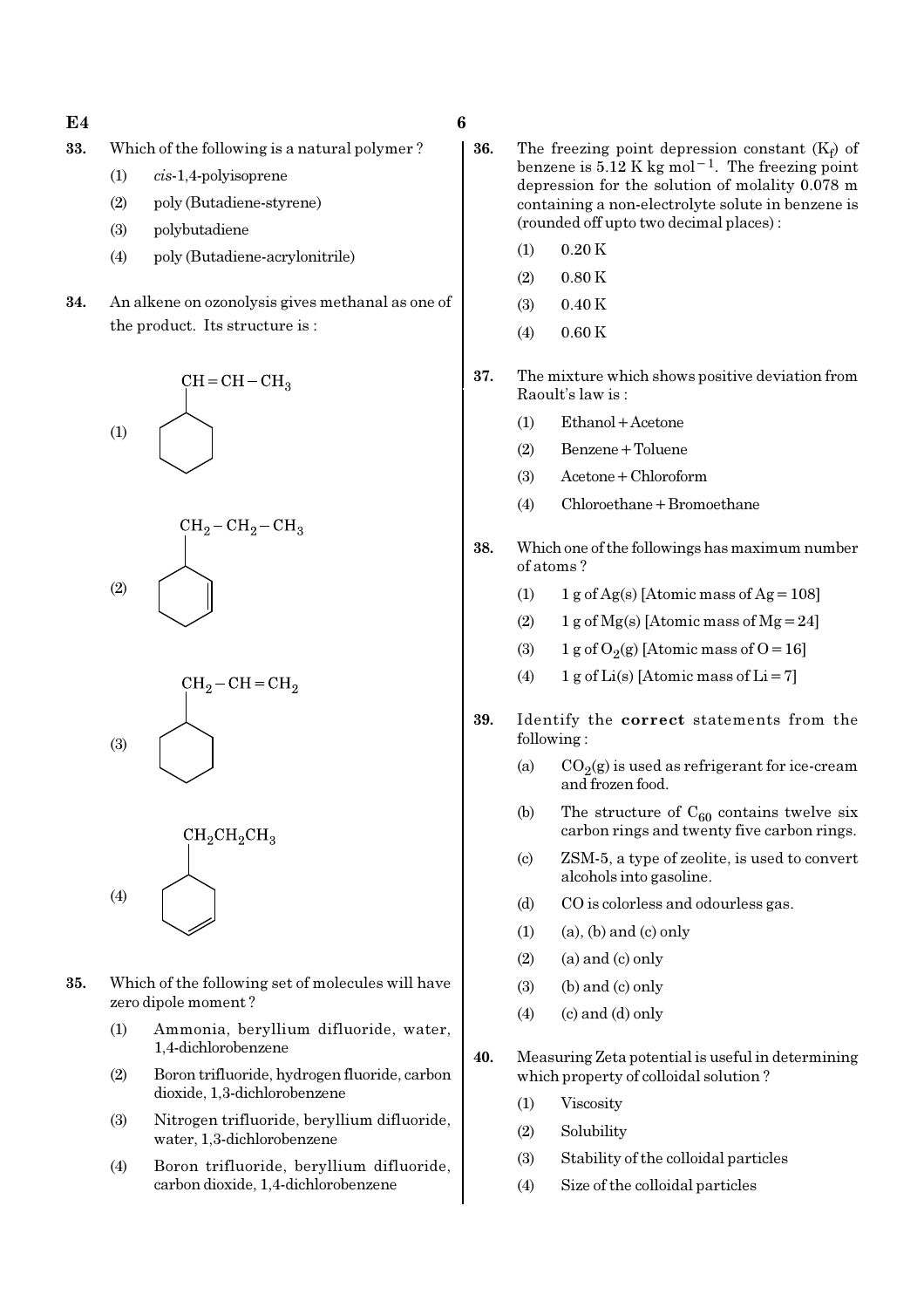**33.** Which of the following is a natural polymer ?

(1) *cis*-1,4-polyisoprene

(2) poly (Butadiene-styrene)

(3) polybutadiene

(4) poly (Butadiene-acrylonitrile)

**34.** An alkene on ozonolysis gives methanal as one of the product. Its structure is :

(1) Cyclohexane ring with substituent $CH=CH-CH_3$

(2) Cyclohexene ring with substituent $CH_2-CH_2-CH_3$

(3) Cyclohexane ring with substituent $CH_2-CH=CH_2$

(4) Cyclohexene ring with substituent $CH_2CH_2CH_3$

**35.** Which of the following set of molecules will have zero dipole moment ?

(1) Ammonia, beryllium difluoride, water, 1,4-dichlorobenzene

(2) Boron trifluoride, hydrogen fluoride, carbon dioxide, 1,3-dichlorobenzene

(3) Nitrogen trifluoride, beryllium difluoride, water, 1,3-dichlorobenzene

(4) Boron trifluoride, beryllium difluoride, carbon dioxide, 1,4-dichlorobenzene

**36.** The freezing point depression constant ($K_f$) of benzene is 5.12 K kg mol$^{-1}$. The freezing point depression for the solution of molality 0.078 m containing a non-electrolyte solute in benzene is (rounded off upto two decimal places) :

(1) 0.20 K

(2) 0.80 K

(3) 0.40 K

(4) 0.60 K

**37.** The mixture which shows positive deviation from Raoult's law is :

(1) Ethanol + Acetone

(2) Benzene + Toluene

(3) Acetone + Chloroform

(4) Chloroethane + Bromoethane

**38.** Which one of the followings has maximum number of atoms ?

(1) 1 g of Ag(s) [Atomic mass of Ag = 108]

(2) 1 g of Mg(s) [Atomic mass of Mg = 24]

(3) 1 g of $O_2$(g) [Atomic mass of O = 16]

(4) 1 g of Li(s) [Atomic mass of Li = 7]

**39.** Identify the **correct** statements from the following :

(a) $CO_2$(g) is used as refrigerant for ice-cream and frozen food.

(b) The structure of $C_{60}$ contains twelve six carbon rings and twenty five carbon rings.

(c) ZSM-5, a type of zeolite, is used to convert alcohols into gasoline.

(d) CO is colorless and odourless gas.

(1) (a), (b) and (c) only

(2) (a) and (c) only

(3) (b) and (c) only

(4) (c) and (d) only

**40.** Measuring Zeta potential is useful in determining which property of colloidal solution ?

(1) Viscosity

(2) Solubility

(3) Stability of the colloidal particles

(4) Size of the colloidal particles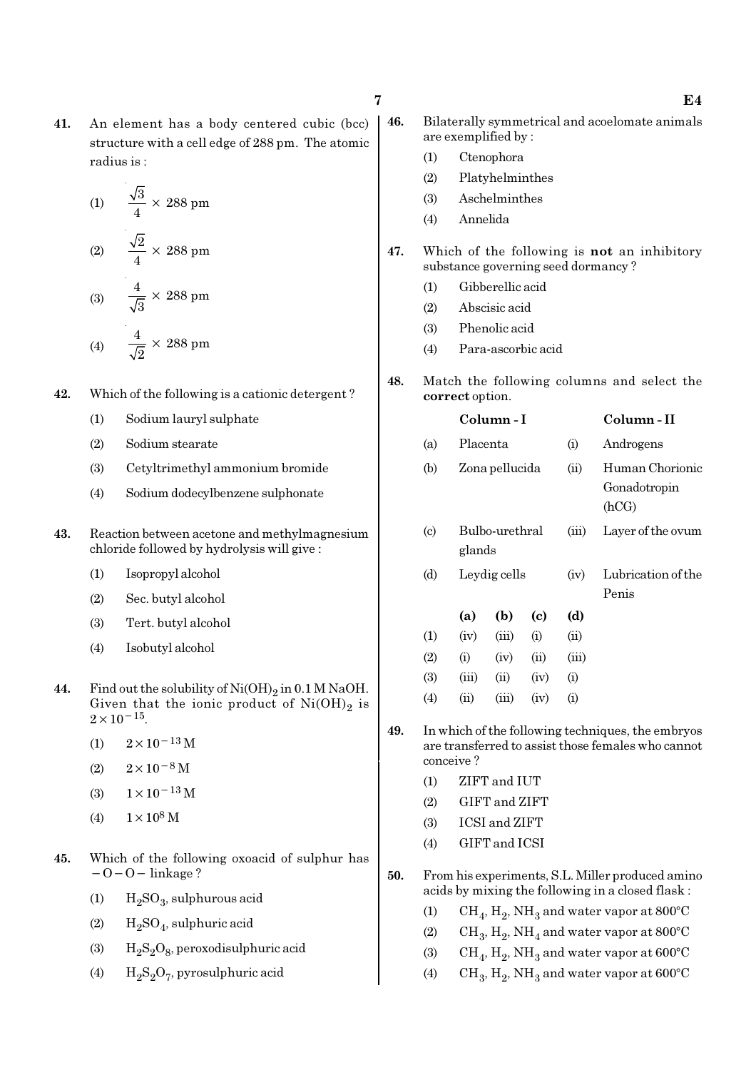41. An element has a body centered cubic (bcc) structure with a cell edge of 288 pm. The atomic radius is :

(1) $\frac{\sqrt{3}}{4} \times 288$ pm

(2) $\frac{\sqrt{2}}{4} \times 288$ pm

(3) $\frac{4}{\sqrt{3}} \times 288$ pm

(4) $\frac{4}{\sqrt{2}} \times 288$ pm

42. Which of the following is a cationic detergent ?

(1) Sodium lauryl sulphate

(2) Sodium stearate

(3) Cetyltrimethyl ammonium bromide

(4) Sodium dodecylbenzene sulphonate

43. Reaction between acetone and methylmagnesium chloride followed by hydrolysis will give :

(1) Isopropyl alcohol

(2) Sec. butyl alcohol

(3) Tert. butyl alcohol

(4) Isobutyl alcohol

44. Find out the solubility of $Ni(OH)_2$ in 0.1 M NaOH. Given that the ionic product of $Ni(OH)_2$ is $2 \times 10^{-15}$.

(1) $2 \times 10^{-13}$ M

(2) $2 \times 10^{-8}$ M

(3) $1 \times 10^{-13}$ M

(4) $1 \times 10^{8}$ M

45. Which of the following oxoacid of sulphur has $-O-O-$ linkage ?

(1) $H_2SO_3$, sulphurous acid

(2) $H_2SO_4$, sulphuric acid

(3) $H_2S_2O_8$, peroxodisulphuric acid

(4) $H_2S_2O_7$, pyrosulphuric acid

46. Bilaterally symmetrical and acoelomate animals are exemplified by :

(1) Ctenophora

(2) Platyhelminthes

(3) Aschelminthes

(4) Annelida

47. Which of the following is **not** an inhibitory substance governing seed dormancy ?

(1) Gibberellic acid

(2) Abscisic acid

(3) Phenolic acid

(4) Para-ascorbic acid

48. Match the following columns and select the **correct** option.

| | Column - I | | Column - II |
|---|---|---|---|
| (a) | Placenta | (i) | Androgens |
| (b) | Zona pellucida | (ii) | Human Chorionic Gonadotropin (hCG) |
| (c) | Bulbo-urethral glands | (iii) | Layer of the ovum |
| (d) | Leydig cells | (iv) | Lubrication of the Penis |

| | (a) | (b) | (c) | (d) |
|---|---|---|---|---|
| (1) | (iv) | (iii) | (i) | (ii) |
| (2) | (i) | (iv) | (ii) | (iii) |
| (3) | (iii) | (ii) | (iv) | (i) |
| (4) | (ii) | (iii) | (iv) | (i) |

49. In which of the following techniques, the embryos are transferred to assist those females who cannot conceive ?

(1) ZIFT and IUT

(2) GIFT and ZIFT

(3) ICSI and ZIFT

(4) GIFT and ICSI

50. From his experiments, S.L. Miller produced amino acids by mixing the following in a closed flask :

(1) $CH_4$, $H_2$, $NH_3$ and water vapor at 800°C

(2) $CH_3$, $H_2$, $NH_4$ and water vapor at 800°C

(3) $CH_4$, $H_2$, $NH_3$ and water vapor at 600°C

(4) $CH_3$, $H_2$, $NH_3$ and water vapor at 600°C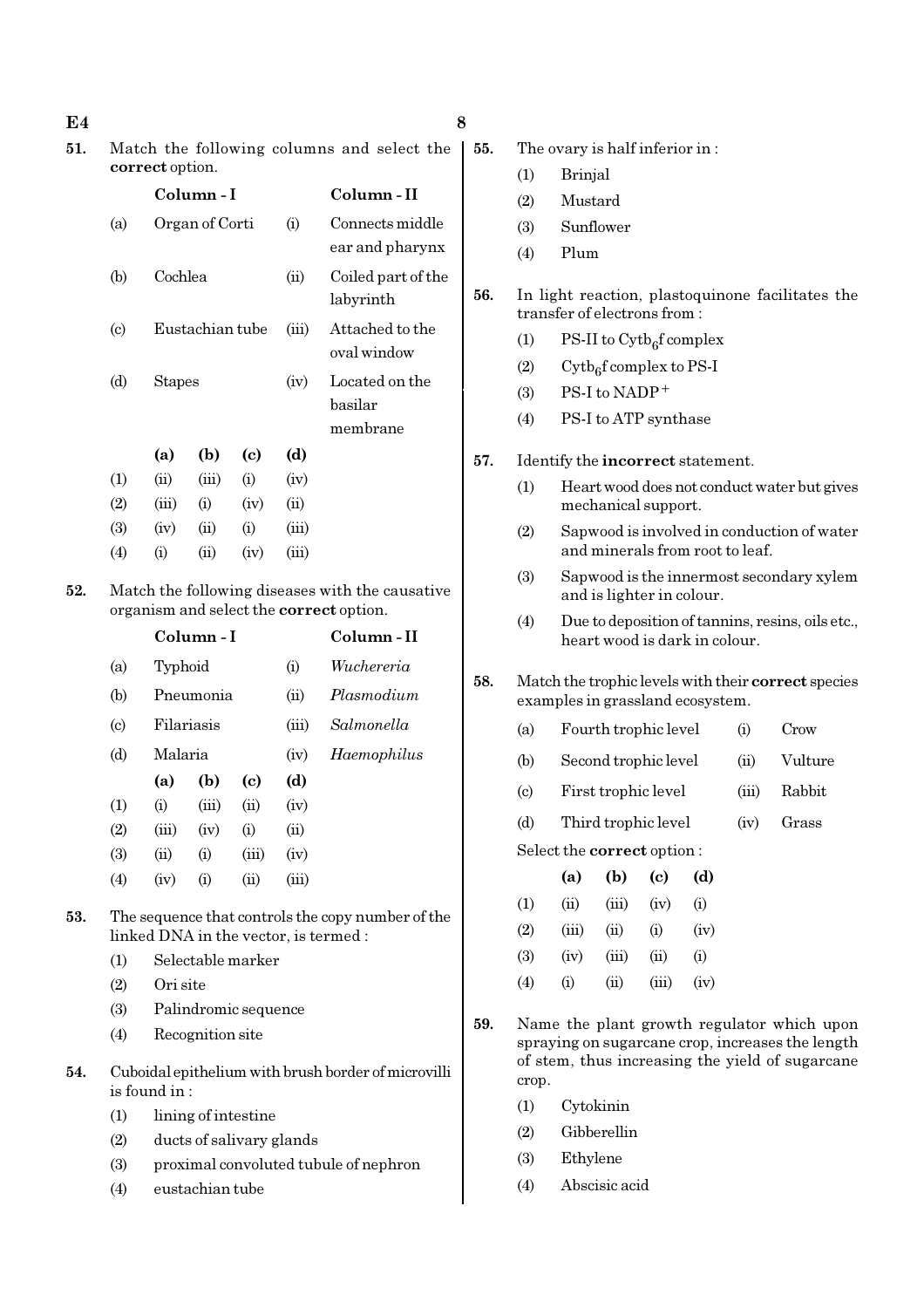51. Match the following columns and select the **correct** option.

| | Column - I | | Column - II |
|---|---|---|---|
| (a) | Organ of Corti | (i) | Connects middle ear and pharynx |
| (b) | Cochlea | (ii) | Coiled part of the labyrinth |
| (c) | Eustachian tube | (iii) | Attached to the oval window |
| (d) | Stapes | (iv) | Located on the basilar membrane |

| | (a) | (b) | (c) | (d) |
|---|---|---|---|---|
| (1) | (ii) | (iii) | (i) | (iv) |
| (2) | (iii) | (i) | (iv) | (ii) |
| (3) | (iv) | (ii) | (i) | (iii) |
| (4) | (i) | (ii) | (iv) | (iii) |

52. Match the following diseases with the causative organism and select the **correct** option.

| | Column - I | | Column - II |
|---|---|---|---|
| (a) | Typhoid | (i) | *Wuchereria* |
| (b) | Pneumonia | (ii) | *Plasmodium* |
| (c) | Filariasis | (iii) | *Salmonella* |
| (d) | Malaria | (iv) | *Haemophilus* |

| | (a) | (b) | (c) | (d) |
|---|---|---|---|---|
| (1) | (i) | (iii) | (ii) | (iv) |
| (2) | (iii) | (iv) | (i) | (ii) |
| (3) | (ii) | (i) | (iii) | (iv) |
| (4) | (iv) | (i) | (ii) | (iii) |

53. The sequence that controls the copy number of the linked DNA in the vector, is termed :

(1) Selectable marker
(2) Ori site
(3) Palindromic sequence
(4) Recognition site

54. Cuboidal epithelium with brush border of microvilli is found in :

(1) lining of intestine
(2) ducts of salivary glands
(3) proximal convoluted tubule of nephron
(4) eustachian tube

55. The ovary is half inferior in :

(1) Brinjal
(2) Mustard
(3) Sunflower
(4) Plum

56. In light reaction, plastoquinone facilitates the transfer of electrons from :

(1) PS-II to Cytb$_6$f complex
(2) Cytb$_6$f complex to PS-I
(3) PS-I to NADP$^+$
(4) PS-I to ATP synthase

57. Identify the **incorrect** statement.

(1) Heart wood does not conduct water but gives mechanical support.
(2) Sapwood is involved in conduction of water and minerals from root to leaf.
(3) Sapwood is the innermost secondary xylem and is lighter in colour.
(4) Due to deposition of tannins, resins, oils etc., heart wood is dark in colour.

58. Match the trophic levels with their **correct** species examples in grassland ecosystem.

| | | | |
|---|---|---|---|
| (a) | Fourth trophic level | (i) | Crow |
| (b) | Second trophic level | (ii) | Vulture |
| (c) | First trophic level | (iii) | Rabbit |
| (d) | Third trophic level | (iv) | Grass |

Select the **correct** option :

| | (a) | (b) | (c) | (d) |
|---|---|---|---|---|
| (1) | (ii) | (iii) | (iv) | (i) |
| (2) | (iii) | (ii) | (i) | (iv) |
| (3) | (iv) | (iii) | (ii) | (i) |
| (4) | (i) | (ii) | (iii) | (iv) |

59. Name the plant growth regulator which upon spraying on sugarcane crop, increases the length of stem, thus increasing the yield of sugarcane crop.

(1) Cytokinin
(2) Gibberellin
(3) Ethylene
(4) Abscisic acid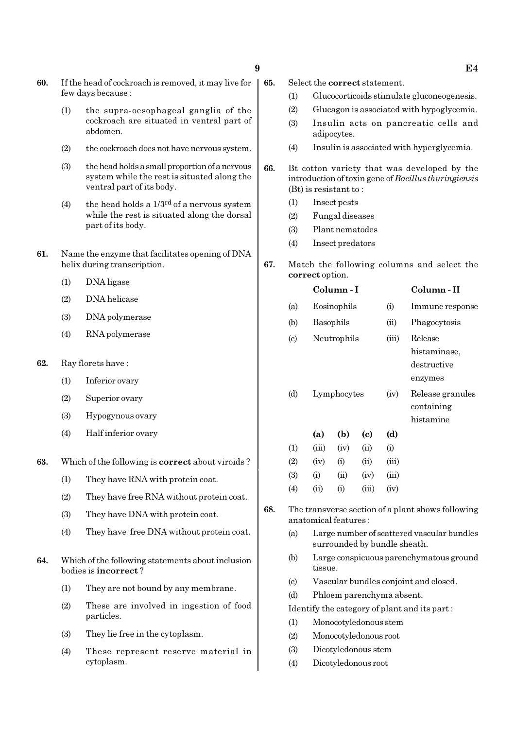60. If the head of cockroach is removed, it may live for few days because :

(1) the supra-oesophageal ganglia of the cockroach are situated in ventral part of abdomen.

(2) the cockroach does not have nervous system.

(3) the head holds a small proportion of a nervous system while the rest is situated along the ventral part of its body.

(4) the head holds a 1/3$^{rd}$ of a nervous system while the rest is situated along the dorsal part of its body.

61. Name the enzyme that facilitates opening of DNA helix during transcription.

(1) DNA ligase

(2) DNA helicase

(3) DNA polymerase

(4) RNA polymerase

62. Ray florets have :

(1) Inferior ovary

(2) Superior ovary

(3) Hypogynous ovary

(4) Half inferior ovary

63. Which of the following is **correct** about viroids ?

(1) They have RNA with protein coat.

(2) They have free RNA without protein coat.

(3) They have DNA with protein coat.

(4) They have free DNA without protein coat.

64. Which of the following statements about inclusion bodies is **incorrect** ?

(1) They are not bound by any membrane.

(2) These are involved in ingestion of food particles.

(3) They lie free in the cytoplasm.

(4) These represent reserve material in cytoplasm.

65. Select the **correct** statement.

(1) Glucocorticoids stimulate gluconeogenesis.

(2) Glucagon is associated with hypoglycemia.

(3) Insulin acts on pancreatic cells and adipocytes.

(4) Insulin is associated with hyperglycemia.

66. Bt cotton variety that was developed by the introduction of toxin gene of *Bacillus thuringiensis* (Bt) is resistant to :

(1) Insect pests

(2) Fungal diseases

(3) Plant nematodes

(4) Insect predators

67. Match the following columns and select the **correct** option.

| | Column - I | | Column - II |
|---|---|---|---|
| (a) | Eosinophils | (i) | Immune response |
| (b) | Basophils | (ii) | Phagocytosis |
| (c) | Neutrophils | (iii) | Release histaminase, destructive enzymes |
| (d) | Lymphocytes | (iv) | Release granules containing histamine |

| | (a) | (b) | (c) | (d) |
|---|---|---|---|---|
| (1) | (iii) | (iv) | (ii) | (i) |
| (2) | (iv) | (i) | (ii) | (iii) |
| (3) | (i) | (ii) | (iv) | (iii) |
| (4) | (ii) | (i) | (iii) | (iv) |

68. The transverse section of a plant shows following anatomical features :

(a) Large number of scattered vascular bundles surrounded by bundle sheath.

(b) Large conspicuous parenchymatous ground tissue.

(c) Vascular bundles conjoint and closed.

(d) Phloem parenchyma absent.

Identify the category of plant and its part :

(1) Monocotyledonous stem

(2) Monocotyledonous root

(3) Dicotyledonous stem

(4) Dicotyledonous root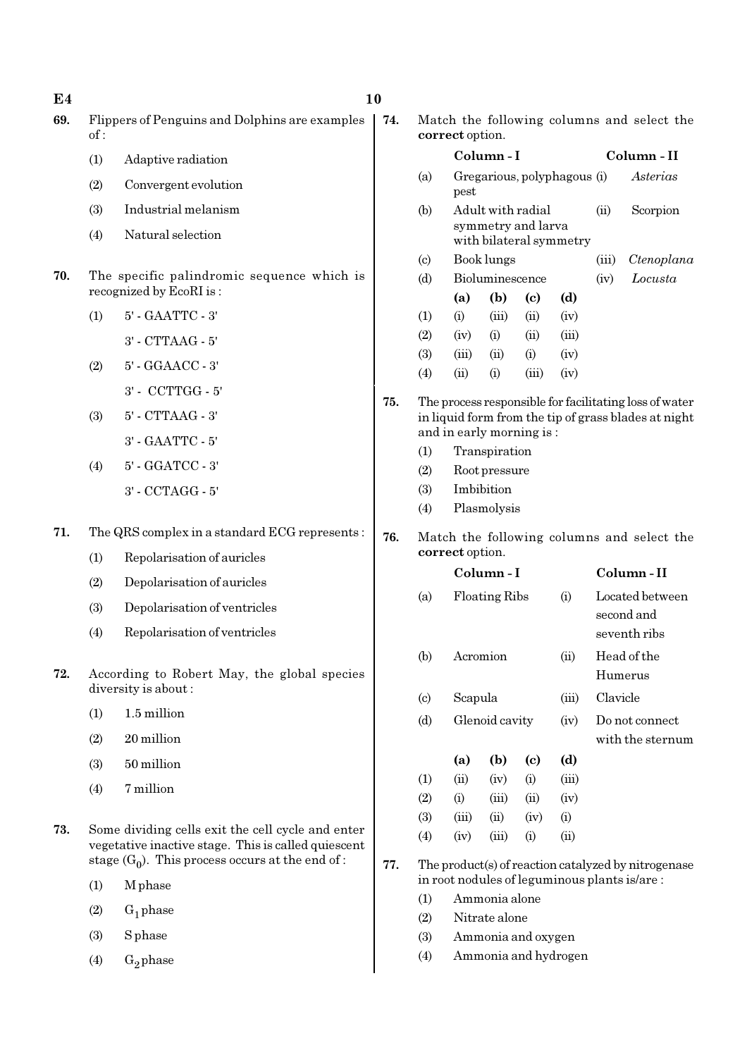**69.** Flippers of Penguins and Dolphins are examples of :

(1) Adaptive radiation

(2) Convergent evolution

(3) Industrial melanism

(4) Natural selection

**70.** The specific palindromic sequence which is recognized by EcoRI is :

(1) 5' - GAATTC - 3'
3' - CTTAAG - 5'

(2) 5' - GGAACC - 3'
3' - CCTTGG - 5'

(3) 5' - CTTAAG - 3'
3' - GAATTC - 5'

(4) 5' - GGATCC - 3'
3' - CCTAGG - 5'

**71.** The QRS complex in a standard ECG represents :

(1) Repolarisation of auricles

(2) Depolarisation of auricles

(3) Depolarisation of ventricles

(4) Repolarisation of ventricles

**72.** According to Robert May, the global species diversity is about :

(1) 1.5 million

(2) 20 million

(3) 50 million

(4) 7 million

**73.** Some dividing cells exit the cell cycle and enter vegetative inactive stage. This is called quiescent stage ($G_0$). This process occurs at the end of :

(1) M phase

(2) $G_1$ phase

(3) S phase

(4) $G_2$ phase

**74.** Match the following columns and select the **correct** option.

| | Column - I | | Column - II |
|---|---|---|---|
| (a) | Gregarious, polyphagous pest | (i) | *Asterias* |
| (b) | Adult with radial symmetry and larva with bilateral symmetry | (ii) | Scorpion |
| (c) | Book lungs | (iii) | *Ctenoplana* |
| (d) | Bioluminescence | (iv) | *Locusta* |

| | (a) | (b) | (c) | (d) |
|---|---|---|---|---|
| (1) | (i) | (iii) | (ii) | (iv) |
| (2) | (iv) | (i) | (ii) | (iii) |
| (3) | (iii) | (ii) | (i) | (iv) |
| (4) | (ii) | (i) | (iii) | (iv) |

**75.** The process responsible for facilitating loss of water in liquid form from the tip of grass blades at night and in early morning is :

(1) Transpiration

(2) Root pressure

(3) Imbibition

(4) Plasmolysis

**76.** Match the following columns and select the **correct** option.

| | Column - I | | Column - II |
|---|---|---|---|
| (a) | Floating Ribs | (i) | Located between second and seventh ribs |
| (b) | Acromion | (ii) | Head of the Humerus |
| (c) | Scapula | (iii) | Clavicle |
| (d) | Glenoid cavity | (iv) | Do not connect with the sternum |

| | (a) | (b) | (c) | (d) |
|---|---|---|---|---|
| (1) | (ii) | (iv) | (i) | (iii) |
| (2) | (i) | (iii) | (ii) | (iv) |
| (3) | (iii) | (ii) | (iv) | (i) |
| (4) | (iv) | (iii) | (i) | (ii) |

**77.** The product(s) of reaction catalyzed by nitrogenase in root nodules of leguminous plants is/are :

(1) Ammonia alone

(2) Nitrate alone

(3) Ammonia and oxygen

(4) Ammonia and hydrogen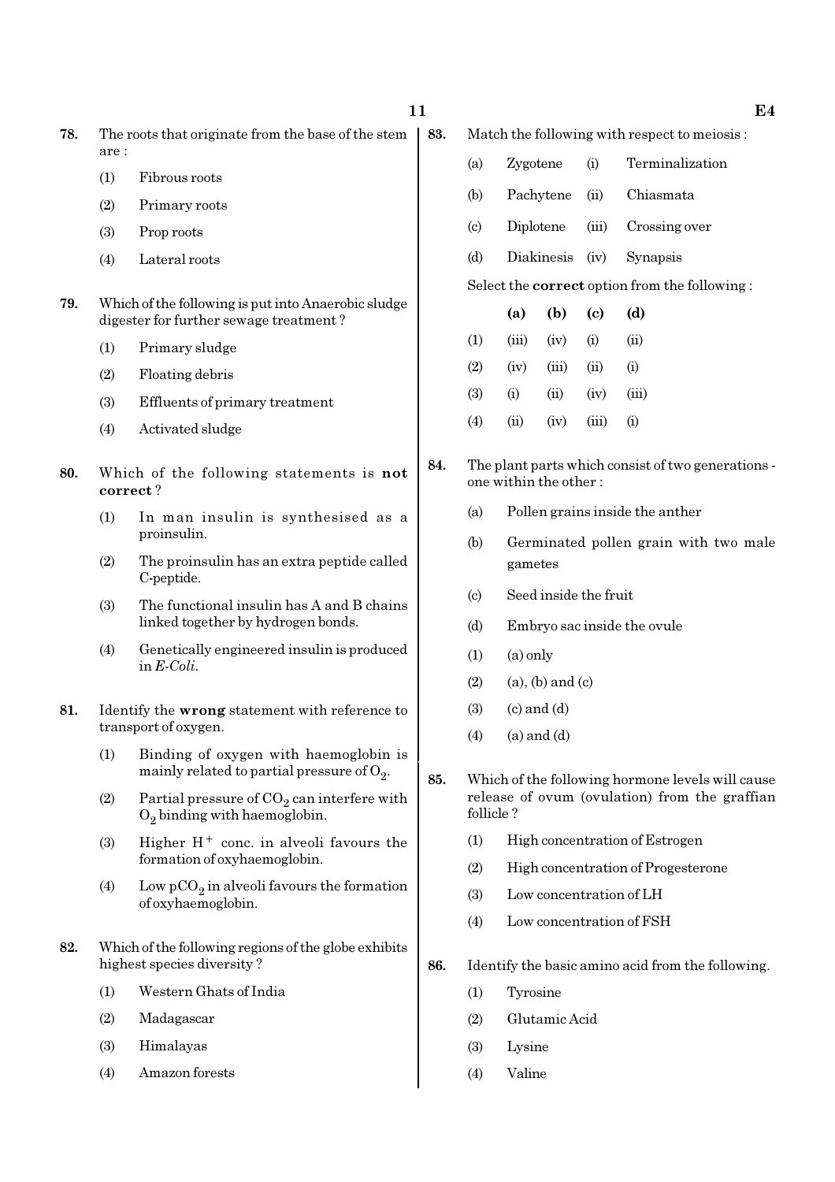78. The roots that originate from the base of the stem are :

(1) Fibrous roots

(2) Primary roots

(3) Prop roots

(4) Lateral roots

79. Which of the following is put into Anaerobic sludge digester for further sewage treatment ?

(1) Primary sludge

(2) Floating debris

(3) Effluents of primary treatment

(4) Activated sludge

80. Which of the following statements is **not correct** ?

(1) In man insulin is synthesised as a proinsulin.

(2) The proinsulin has an extra peptide called C-peptide.

(3) The functional insulin has A and B chains linked together by hydrogen bonds.

(4) Genetically engineered insulin is produced in *E-Coli*.

81. Identify the **wrong** statement with reference to transport of oxygen.

(1) Binding of oxygen with haemoglobin is mainly related to partial pressure of $O_2$.

(2) Partial pressure of $CO_2$ can interfere with $O_2$ binding with haemoglobin.

(3) Higher $H^+$ conc. in alveoli favours the formation of oxyhaemoglobin.

(4) Low $pCO_2$ in alveoli favours the formation of oxyhaemoglobin.

82. Which of the following regions of the globe exhibits highest species diversity ?

(1) Western Ghats of India

(2) Madagascar

(3) Himalayas

(4) Amazon forests

83. Match the following with respect to meiosis :

| | | | |
|---|---|---|---|
| (a) | Zygotene | (i) | Terminalization |
| (b) | Pachytene | (ii) | Chiasmata |
| (c) | Diplotene | (iii) | Crossing over |
| (d) | Diakinesis | (iv) | Synapsis |

Select the **correct** option from the following :

| | (a) | (b) | (c) | (d) |
|---|---|---|---|---|
| (1) | (iii) | (iv) | (i) | (ii) |
| (2) | (iv) | (iii) | (ii) | (i) |
| (3) | (i) | (ii) | (iv) | (iii) |
| (4) | (ii) | (iv) | (iii) | (i) |

84. The plant parts which consist of two generations - one within the other :

(a) Pollen grains inside the anther

(b) Germinated pollen grain with two male gametes

(c) Seed inside the fruit

(d) Embryo sac inside the ovule

(1) (a) only

(2) (a), (b) and (c)

(3) (c) and (d)

(4) (a) and (d)

85. Which of the following hormone levels will cause release of ovum (ovulation) from the graffian follicle ?

(1) High concentration of Estrogen

(2) High concentration of Progesterone

(3) Low concentration of LH

(4) Low concentration of FSH

86. Identify the basic amino acid from the following.

(1) Tyrosine

(2) Glutamic Acid

(3) Lysine

(4) Valine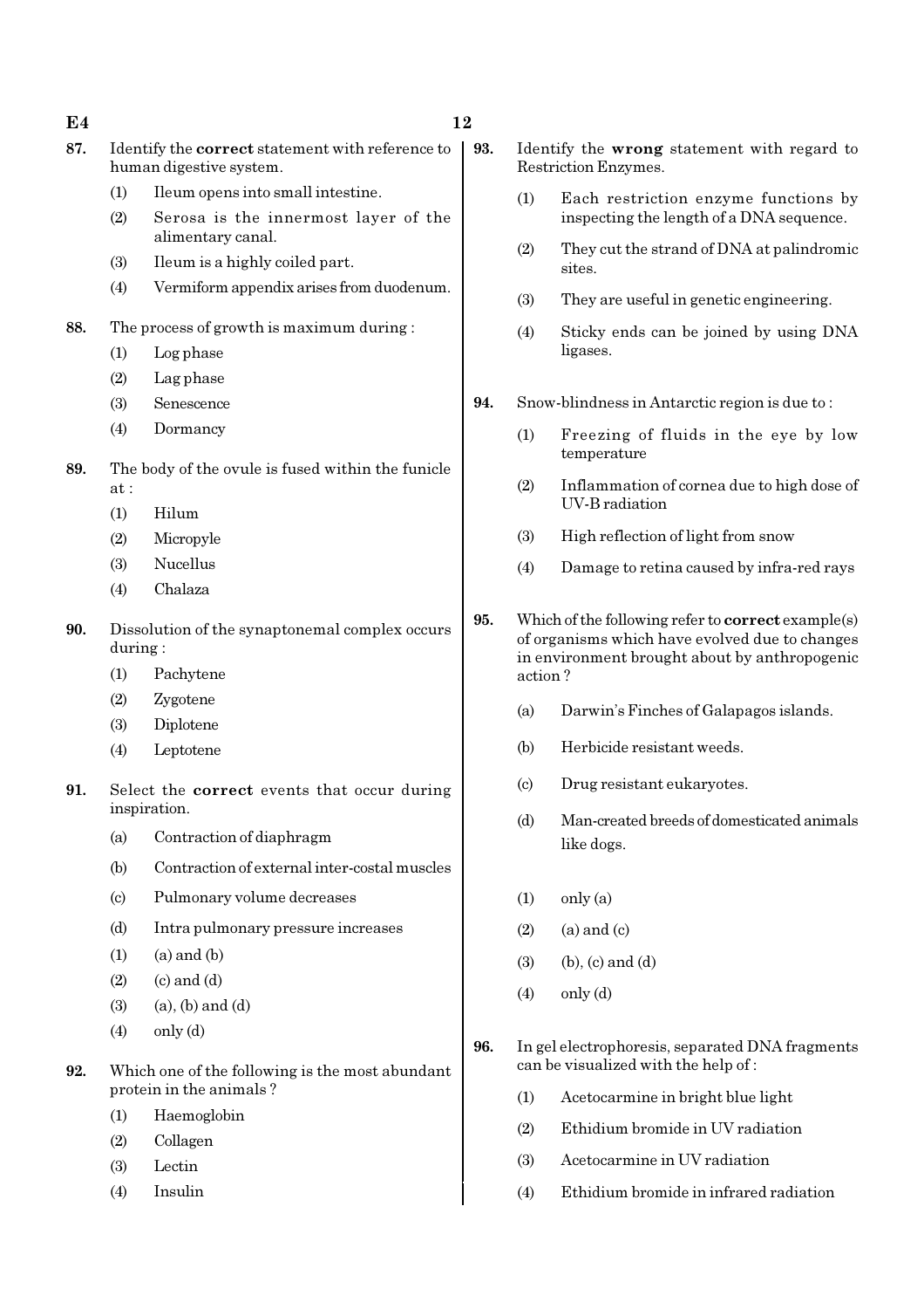87. Identify the **correct** statement with reference to human digestive system.

(1) Ileum opens into small intestine.

(2) Serosa is the innermost layer of the alimentary canal.

(3) Ileum is a highly coiled part.

(4) Vermiform appendix arises from duodenum.

88. The process of growth is maximum during :

(1) Log phase

(2) Lag phase

(3) Senescence

(4) Dormancy

89. The body of the ovule is fused within the funicle at :

(1) Hilum

(2) Micropyle

(3) Nucellus

(4) Chalaza

90. Dissolution of the synaptonemal complex occurs during :

(1) Pachytene

(2) Zygotene

(3) Diplotene

(4) Leptotene

91. Select the **correct** events that occur during inspiration.

(a) Contraction of diaphragm

(b) Contraction of external inter-costal muscles

(c) Pulmonary volume decreases

(d) Intra pulmonary pressure increases

(1) (a) and (b)

(2) (c) and (d)

(3) (a), (b) and (d)

(4) only (d)

92. Which one of the following is the most abundant protein in the animals ?

(1) Haemoglobin

(2) Collagen

(3) Lectin

(4) Insulin

93. Identify the **wrong** statement with regard to Restriction Enzymes.

(1) Each restriction enzyme functions by inspecting the length of a DNA sequence.

(2) They cut the strand of DNA at palindromic sites.

(3) They are useful in genetic engineering.

(4) Sticky ends can be joined by using DNA ligases.

94. Snow-blindness in Antarctic region is due to :

(1) Freezing of fluids in the eye by low temperature

(2) Inflammation of cornea due to high dose of UV-B radiation

(3) High reflection of light from snow

(4) Damage to retina caused by infra-red rays

95. Which of the following refer to **correct** example(s) of organisms which have evolved due to changes in environment brought about by anthropogenic action ?

(a) Darwin's Finches of Galapagos islands.

(b) Herbicide resistant weeds.

(c) Drug resistant eukaryotes.

(d) Man-created breeds of domesticated animals like dogs.

(1) only (a)

(2) (a) and (c)

(3) (b), (c) and (d)

(4) only (d)

96. In gel electrophoresis, separated DNA fragments can be visualized with the help of :

(1) Acetocarmine in bright blue light

(2) Ethidium bromide in UV radiation

(3) Acetocarmine in UV radiation

(4) Ethidium bromide in infrared radiation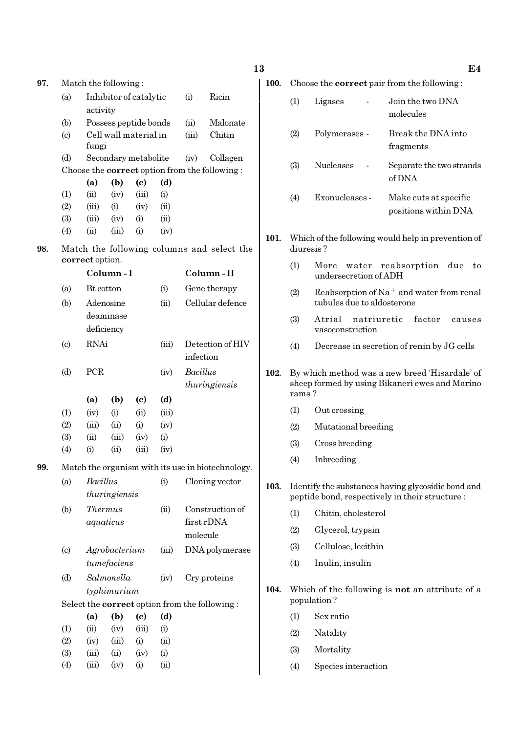**97.** Match the following :

| | | | |
|---|---|---|---|
| (a) | Inhibitor of catalytic activity | (i) | Ricin |
| (b) | Possess peptide bonds | (ii) | Malonate |
| (c) | Cell wall material in fungi | (iii) | Chitin |
| (d) | Secondary metabolite | (iv) | Collagen |

Choose the **correct** option from the following :

| | (a) | (b) | (c) | (d) |
|---|---|---|---|---|
| (1) | (ii) | (iv) | (iii) | (i) |
| (2) | (iii) | (i) | (iv) | (ii) |
| (3) | (iii) | (iv) | (i) | (ii) |
| (4) | (ii) | (iii) | (i) | (iv) |

**98.** Match the following columns and select the **correct** option.

| | **Column - I** | | **Column - II** |
|---|---|---|---|
| (a) | Bt cotton | (i) | Gene therapy |
| (b) | Adenosine deaminase deficiency | (ii) | Cellular defence |
| (c) | RNAi | (iii) | Detection of HIV infection |
| (d) | PCR | (iv) | *Bacillus thuringiensis* |

| | (a) | (b) | (c) | (d) |
|---|---|---|---|---|
| (1) | (iv) | (i) | (ii) | (iii) |
| (2) | (iii) | (ii) | (i) | (iv) |
| (3) | (ii) | (iii) | (iv) | (i) |
| (4) | (i) | (ii) | (iii) | (iv) |

**99.** Match the organism with its use in biotechnology.

| | | | |
|---|---|---|---|
| (a) | *Bacillus thuringiensis* | (i) | Cloning vector |
| (b) | *Thermus aquaticus* | (ii) | Construction of first rDNA molecule |
| (c) | *Agrobacterium tumefaciens* | (iii) | DNA polymerase |
| (d) | *Salmonella typhimurium* | (iv) | Cry proteins |

Select the **correct** option from the following :

| | (a) | (b) | (c) | (d) |
|---|---|---|---|---|
| (1) | (ii) | (iv) | (iii) | (i) |
| (2) | (iv) | (iii) | (i) | (ii) |
| (3) | (iii) | (ii) | (iv) | (i) |
| (4) | (iii) | (iv) | (i) | (ii) |

**100.** Choose the **correct** pair from the following :

(1) Ligases - Join the two DNA molecules

(2) Polymerases - Break the DNA into fragments

(3) Nucleases - Separate the two strands of DNA

(4) Exonucleases - Make cuts at specific positions within DNA

**101.** Which of the following would help in prevention of diuresis ?

(1) More water reabsorption due to undersecretion of ADH

(2) Reabsorption of $Na^+$ and water from renal tubules due to aldosterone

(3) Atrial natriuretic factor causes vasoconstriction

(4) Decrease in secretion of renin by JG cells

**102.** By which method was a new breed 'Hisardale' of sheep formed by using Bikaneri ewes and Marino rams ?

(1) Out crossing

(2) Mutational breeding

(3) Cross breeding

(4) Inbreeding

**103.** Identify the substances having glycosidic bond and peptide bond, respectively in their structure :

(1) Chitin, cholesterol

(2) Glycerol, trypsin

(3) Cellulose, lecithin

(4) Inulin, insulin

**104.** Which of the following is **not** an attribute of a population ?

(1) Sex ratio

(2) Natality

(3) Mortality

(4) Species interaction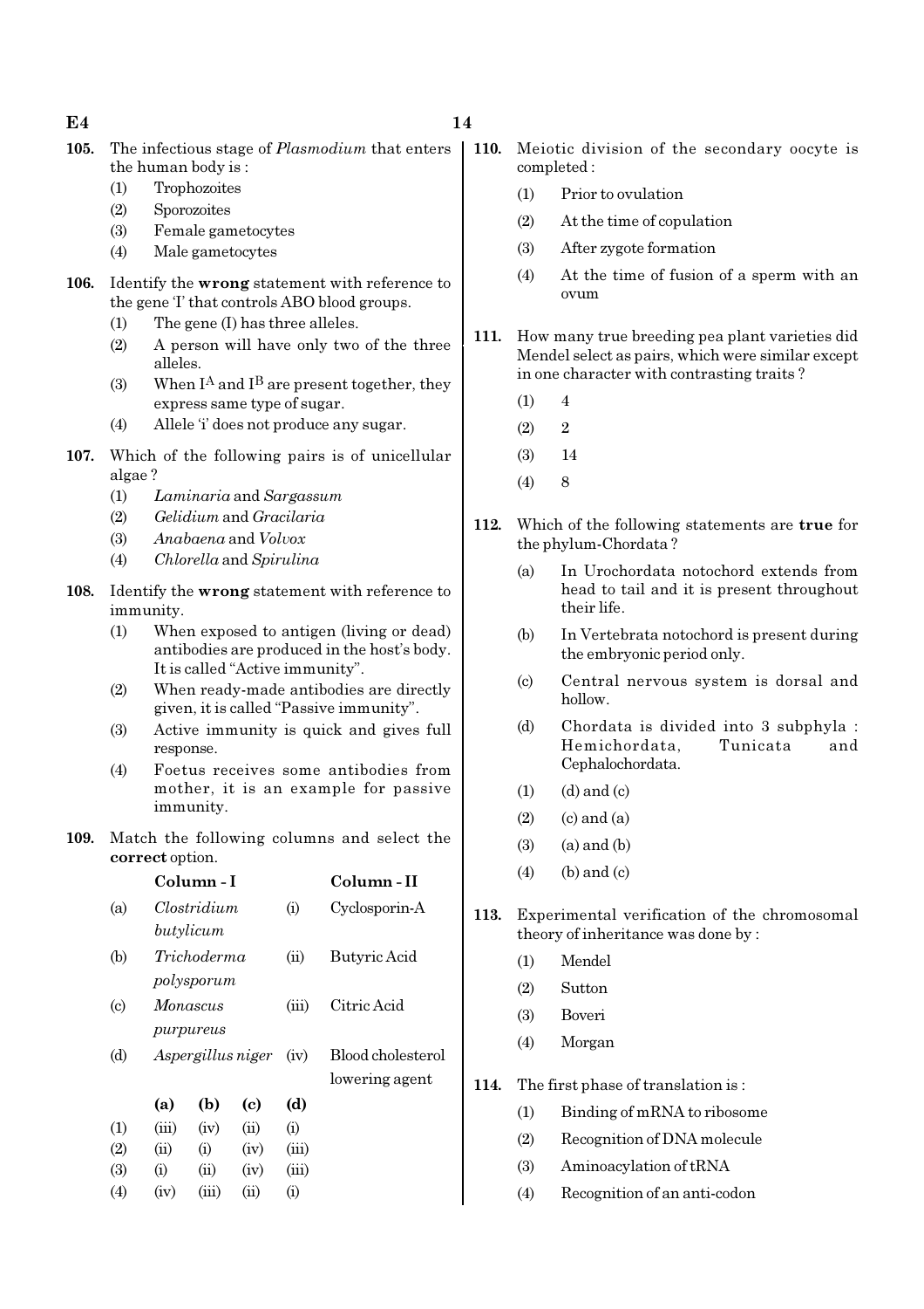105. The infectious stage of *Plasmodium* that enters the human body is :
   (1) Trophozoites
   (2) Sporozoites
   (3) Female gametocytes
   (4) Male gametocytes

106. Identify the **wrong** statement with reference to the gene 'I' that controls ABO blood groups.
   (1) The gene (I) has three alleles.
   (2) A person will have only two of the three alleles.
   (3) When $I^A$ and $I^B$ are present together, they express same type of sugar.
   (4) Allele 'i' does not produce any sugar.

107. Which of the following pairs is of unicellular algae ?
   (1) *Laminaria* and *Sargassum*
   (2) *Gelidium* and *Gracilaria*
   (3) *Anabaena* and *Volvox*
   (4) *Chlorella* and *Spirulina*

108. Identify the **wrong** statement with reference to immunity.
   (1) When exposed to antigen (living or dead) antibodies are produced in the host's body. It is called "Active immunity".
   (2) When ready-made antibodies are directly given, it is called "Passive immunity".
   (3) Active immunity is quick and gives full response.
   (4) Foetus receives some antibodies from mother, it is an example for passive immunity.

109. Match the following columns and select the **correct** option.

| | Column - I | | Column - II |
|---|---|---|---|
| (a) | *Clostridium butylicum* | (i) | Cyclosporin-A |
| (b) | *Trichoderma polysporum* | (ii) | Butyric Acid |
| (c) | *Monascus purpureus* | (iii) | Citric Acid |
| (d) | *Aspergillus niger* | (iv) | Blood cholesterol lowering agent |

| | (a) | (b) | (c) | (d) |
|---|---|---|---|---|
| (1) | (iii) | (iv) | (ii) | (i) |
| (2) | (ii) | (i) | (iv) | (iii) |
| (3) | (i) | (ii) | (iv) | (iii) |
| (4) | (iv) | (iii) | (ii) | (i) |

110. Meiotic division of the secondary oocyte is completed :
   (1) Prior to ovulation
   (2) At the time of copulation
   (3) After zygote formation
   (4) At the time of fusion of a sperm with an ovum

111. How many true breeding pea plant varieties did Mendel select as pairs, which were similar except in one character with contrasting traits ?
   (1) 4
   (2) 2
   (3) 14
   (4) 8

112. Which of the following statements are **true** for the phylum-Chordata ?
   (a) In Urochordata notochord extends from head to tail and it is present throughout their life.
   (b) In Vertebrata notochord is present during the embryonic period only.
   (c) Central nervous system is dorsal and hollow.
   (d) Chordata is divided into 3 subphyla : Hemichordata, Tunicata and Cephalochordata.
   (1) (d) and (c)
   (2) (c) and (a)
   (3) (a) and (b)
   (4) (b) and (c)

113. Experimental verification of the chromosomal theory of inheritance was done by :
   (1) Mendel
   (2) Sutton
   (3) Boveri
   (4) Morgan

114. The first phase of translation is :
   (1) Binding of mRNA to ribosome
   (2) Recognition of DNA molecule
   (3) Aminoacylation of tRNA
   (4) Recognition of an anti-codon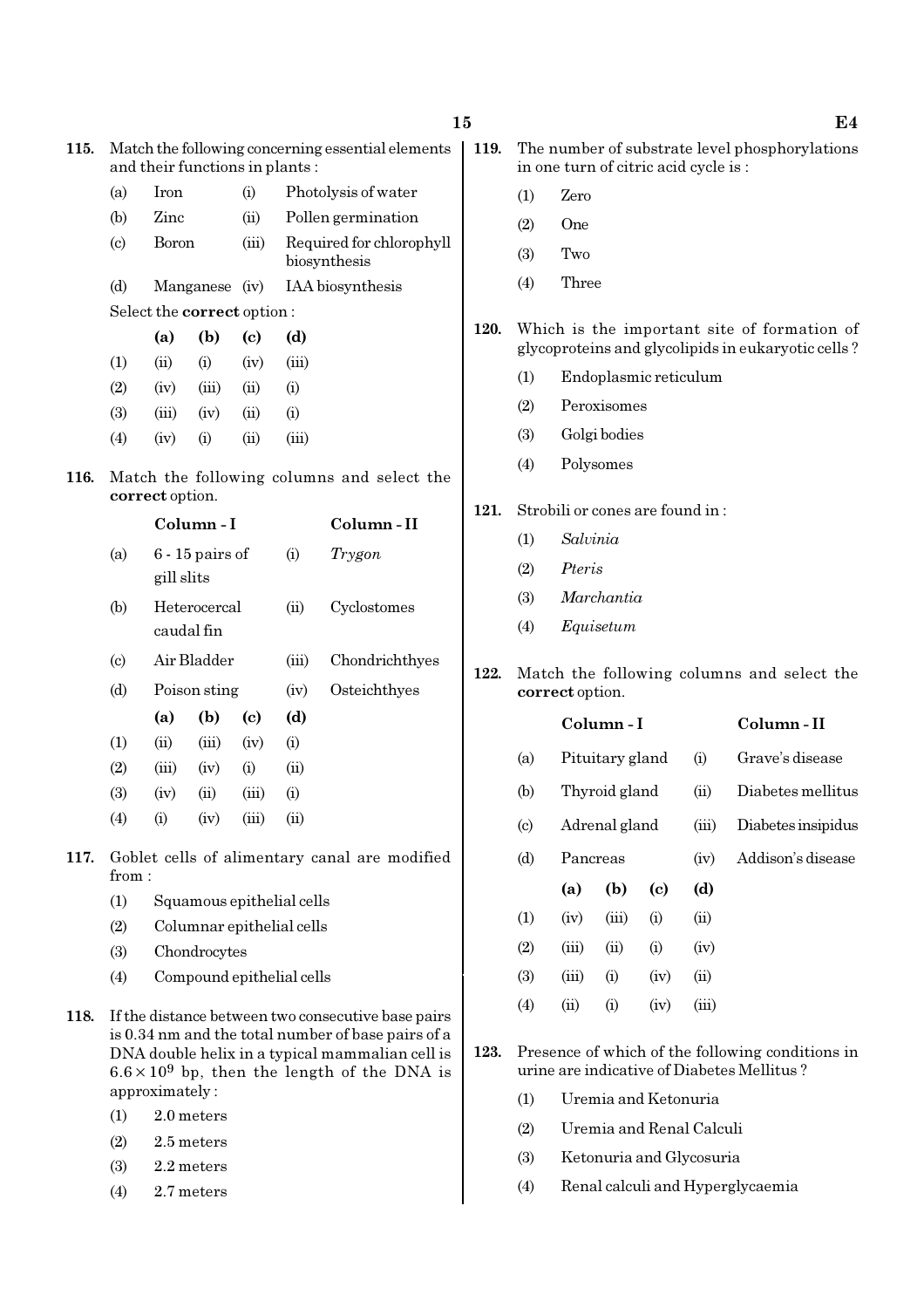**115.** Match the following concerning essential elements and their functions in plants :

| | | | |
|---|---|---|---|
| (a) | Iron | (i) | Photolysis of water |
| (b) | Zinc | (ii) | Pollen germination |
| (c) | Boron | (iii) | Required for chlorophyll biosynthesis |
| (d) | Manganese | (iv) | IAA biosynthesis |

Select the **correct** option :

| | (a) | (b) | (c) | (d) |
|---|---|---|---|---|
| (1) | (ii) | (i) | (iv) | (iii) |
| (2) | (iv) | (iii) | (ii) | (i) |
| (3) | (iii) | (iv) | (ii) | (i) |
| (4) | (iv) | (i) | (ii) | (iii) |

**116.** Match the following columns and select the **correct** option.

| | Column - I | | Column - II |
|---|---|---|---|
| (a) | 6 - 15 pairs of gill slits | (i) | *Trygon* |
| (b) | Heterocercal caudal fin | (ii) | Cyclostomes |
| (c) | Air Bladder | (iii) | Chondrichthyes |
| (d) | Poison sting | (iv) | Osteichthyes |

| | (a) | (b) | (c) | (d) |
|---|---|---|---|---|
| (1) | (ii) | (iii) | (iv) | (i) |
| (2) | (iii) | (iv) | (i) | (ii) |
| (3) | (iv) | (ii) | (iii) | (i) |
| (4) | (i) | (iv) | (iii) | (ii) |

**117.** Goblet cells of alimentary canal are modified from :

(1) Squamous epithelial cells

(2) Columnar epithelial cells

(3) Chondrocytes

(4) Compound epithelial cells

**118.** If the distance between two consecutive base pairs is 0.34 nm and the total number of base pairs of a DNA double helix in a typical mammalian cell is $6.6 \times 10^9$ bp, then the length of the DNA is approximately :

(1) 2.0 meters

(2) 2.5 meters

(3) 2.2 meters

(4) 2.7 meters

**119.** The number of substrate level phosphorylations in one turn of citric acid cycle is :

(1) Zero

(2) One

(3) Two

(4) Three

**120.** Which is the important site of formation of glycoproteins and glycolipids in eukaryotic cells ?

(1) Endoplasmic reticulum

(2) Peroxisomes

(3) Golgi bodies

(4) Polysomes

**121.** Strobili or cones are found in :

(1) *Salvinia*

(2) *Pteris*

(3) *Marchantia*

(4) *Equisetum*

**122.** Match the following columns and select the **correct** option.

| | Column - I | | Column - II |
|---|---|---|---|
| (a) | Pituitary gland | (i) | Grave's disease |
| (b) | Thyroid gland | (ii) | Diabetes mellitus |
| (c) | Adrenal gland | (iii) | Diabetes insipidus |
| (d) | Pancreas | (iv) | Addison's disease |

| | (a) | (b) | (c) | (d) |
|---|---|---|---|---|
| (1) | (iv) | (iii) | (i) | (ii) |
| (2) | (iii) | (ii) | (i) | (iv) |
| (3) | (iii) | (i) | (iv) | (ii) |
| (4) | (ii) | (i) | (iv) | (iii) |

**123.** Presence of which of the following conditions in urine are indicative of Diabetes Mellitus ?

(1) Uremia and Ketonuria

(2) Uremia and Renal Calculi

(3) Ketonuria and Glycosuria

(4) Renal calculi and Hyperglycaemia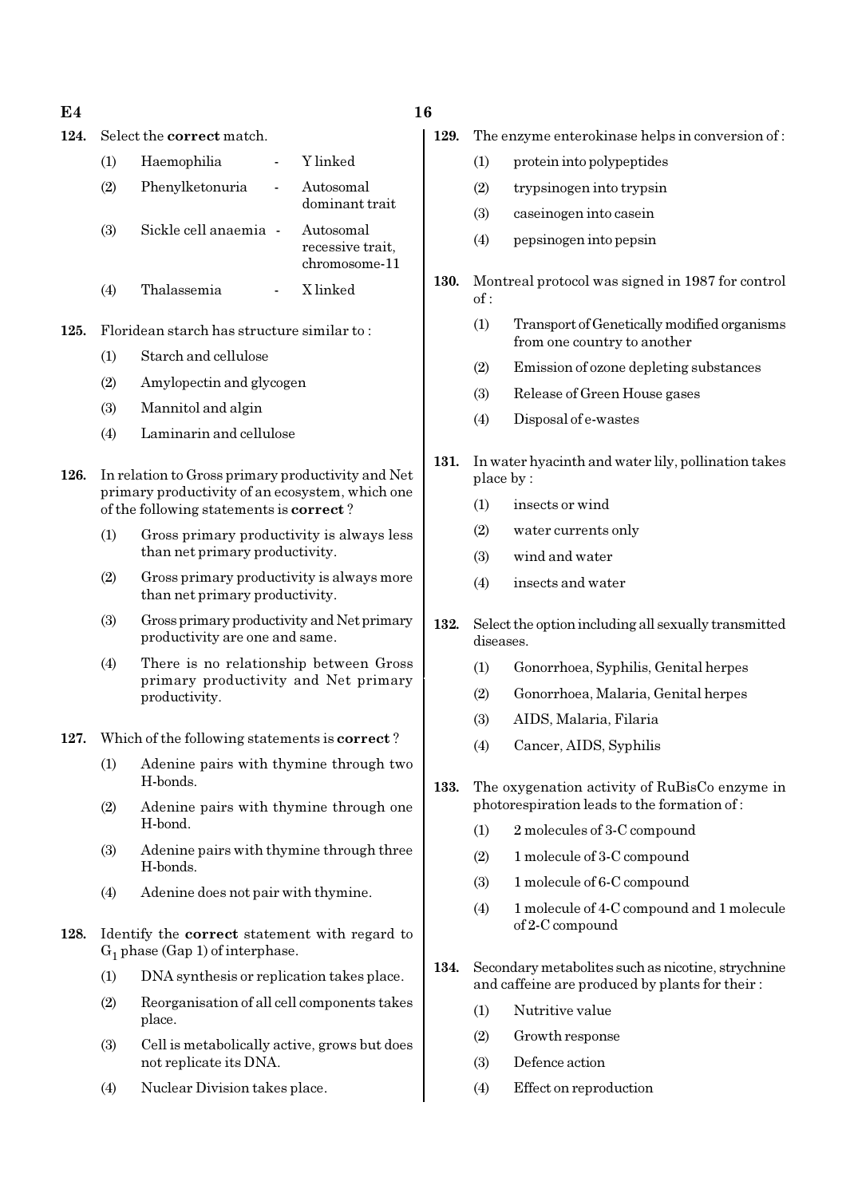**124.** Select the **correct** match.

(1) Haemophilia - Y linked

(2) Phenylketonuria - Autosomal dominant trait

(3) Sickle cell anaemia - Autosomal recessive trait, chromosome-11

(4) Thalassemia - X linked

**125.** Floridean starch has structure similar to :

(1) Starch and cellulose

(2) Amylopectin and glycogen

(3) Mannitol and algin

(4) Laminarin and cellulose

**126.** In relation to Gross primary productivity and Net primary productivity of an ecosystem, which one of the following statements is **correct** ?

(1) Gross primary productivity is always less than net primary productivity.

(2) Gross primary productivity is always more than net primary productivity.

(3) Gross primary productivity and Net primary productivity are one and same.

(4) There is no relationship between Gross primary productivity and Net primary productivity.

**127.** Which of the following statements is **correct** ?

(1) Adenine pairs with thymine through two H-bonds.

(2) Adenine pairs with thymine through one H-bond.

(3) Adenine pairs with thymine through three H-bonds.

(4) Adenine does not pair with thymine.

**128.** Identify the **correct** statement with regard to $G_1$ phase (Gap 1) of interphase.

(1) DNA synthesis or replication takes place.

(2) Reorganisation of all cell components takes place.

(3) Cell is metabolically active, grows but does not replicate its DNA.

(4) Nuclear Division takes place.

**129.** The enzyme enterokinase helps in conversion of :

(1) protein into polypeptides

(2) trypsinogen into trypsin

(3) caseinogen into casein

(4) pepsinogen into pepsin

**130.** Montreal protocol was signed in 1987 for control of :

(1) Transport of Genetically modified organisms from one country to another

(2) Emission of ozone depleting substances

(3) Release of Green House gases

(4) Disposal of e-wastes

**131.** In water hyacinth and water lily, pollination takes place by :

(1) insects or wind

(2) water currents only

(3) wind and water

(4) insects and water

**132.** Select the option including all sexually transmitted diseases.

(1) Gonorrhoea, Syphilis, Genital herpes

(2) Gonorrhoea, Malaria, Genital herpes

(3) AIDS, Malaria, Filaria

(4) Cancer, AIDS, Syphilis

**133.** The oxygenation activity of RuBisCo enzyme in photorespiration leads to the formation of :

(1) 2 molecules of 3-C compound

(2) 1 molecule of 3-C compound

(3) 1 molecule of 6-C compound

(4) 1 molecule of 4-C compound and 1 molecule of 2-C compound

**134.** Secondary metabolites such as nicotine, strychnine and caffeine are produced by plants for their :

(1) Nutritive value

(2) Growth response

(3) Defence action

(4) Effect on reproduction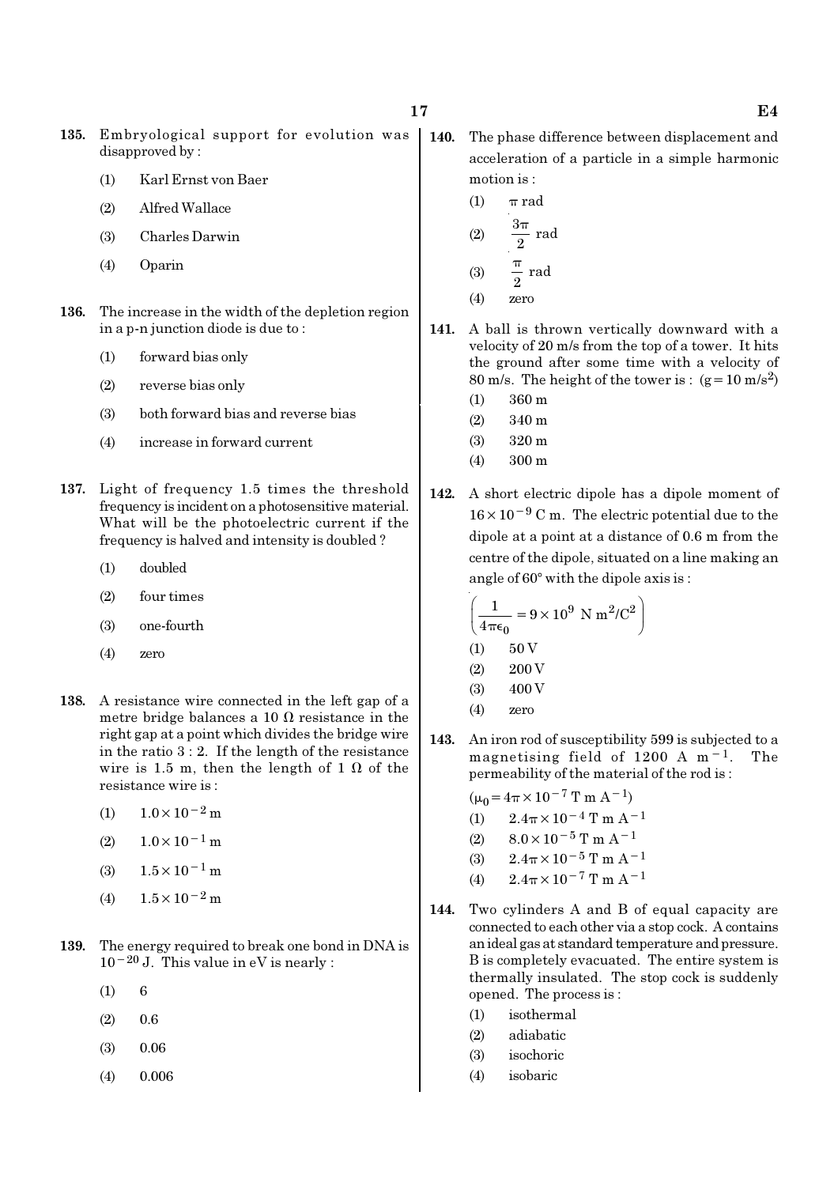**135.** Embryological support for evolution was disapproved by :

(1) Karl Ernst von Baer

(2) Alfred Wallace

(3) Charles Darwin

(4) Oparin

**136.** The increase in the width of the depletion region in a p-n junction diode is due to :

(1) forward bias only

(2) reverse bias only

(3) both forward bias and reverse bias

(4) increase in forward current

**137.** Light of frequency 1.5 times the threshold frequency is incident on a photosensitive material. What will be the photoelectric current if the frequency is halved and intensity is doubled ?

(1) doubled

(2) four times

(3) one-fourth

(4) zero

**138.** A resistance wire connected in the left gap of a metre bridge balances a 10 $\Omega$ resistance in the right gap at a point which divides the bridge wire in the ratio 3 : 2. If the length of the resistance wire is 1.5 m, then the length of 1 $\Omega$ of the resistance wire is :

(1) $1.0 \times 10^{-2}$ m

(2) $1.0 \times 10^{-1}$ m

(3) $1.5 \times 10^{-1}$ m

(4) $1.5 \times 10^{-2}$ m

**139.** The energy required to break one bond in DNA is $10^{-20}$ J. This value in eV is nearly :

(1) 6

(2) 0.6

(3) 0.06

(4) 0.006

**140.** The phase difference between displacement and acceleration of a particle in a simple harmonic motion is :

(1) $\pi$ rad

(2) $\frac{3\pi}{2}$ rad

(3) $\frac{\pi}{2}$ rad

(4) zero

**141.** A ball is thrown vertically downward with a velocity of 20 m/s from the top of a tower. It hits the ground after some time with a velocity of 80 m/s. The height of the tower is : ($g = 10$ m/s$^2$)

(1) 360 m

(2) 340 m

(3) 320 m

(4) 300 m

**142.** A short electric dipole has a dipole moment of $16 \times 10^{-9}$ C m. The electric potential due to the dipole at a point at a distance of 0.6 m from the centre of the dipole, situated on a line making an angle of 60° with the dipole axis is :

$\left(\frac{1}{4\pi\epsilon_0} = 9 \times 10^9 \text{ N m}^2/\text{C}^2\right)$

(1) 50 V

(2) 200 V

(3) 400 V

(4) zero

**143.** An iron rod of susceptibility 599 is subjected to a magnetising field of 1200 A m$^{-1}$. The permeability of the material of the rod is :

($\mu_0 = 4\pi \times 10^{-7}$ T m A$^{-1}$)

(1) $2.4\pi \times 10^{-4}$ T m A$^{-1}$

(2) $8.0 \times 10^{-5}$ T m A$^{-1}$

(3) $2.4\pi \times 10^{-5}$ T m A$^{-1}$

(4) $2.4\pi \times 10^{-7}$ T m A$^{-1}$

**144.** Two cylinders A and B of equal capacity are connected to each other via a stop cock. A contains an ideal gas at standard temperature and pressure. B is completely evacuated. The entire system is thermally insulated. The stop cock is suddenly opened. The process is :

(1) isothermal

(2) adiabatic

(3) isochoric

(4) isobaric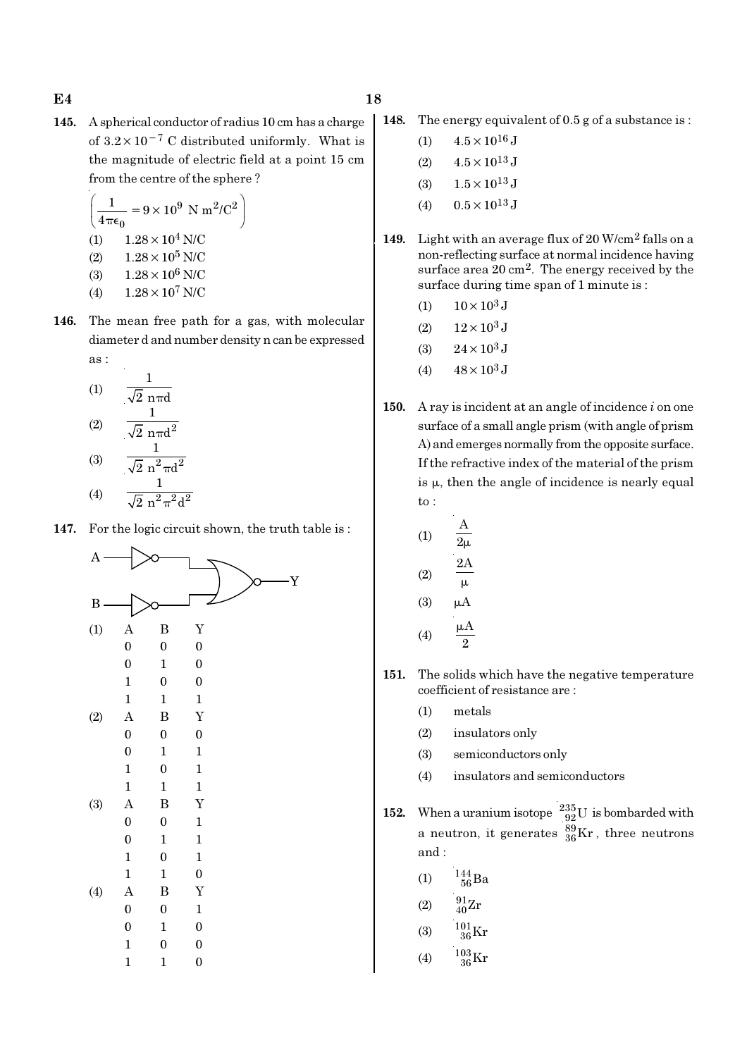**145.** A spherical conductor of radius 10 cm has a charge of $3.2 \times 10^{-7}$ C distributed uniformly. What is the magnitude of electric field at a point 15 cm from the centre of the sphere ?

$\left(\frac{1}{4\pi\epsilon_0} = 9 \times 10^9 \text{ N m}^2/\text{C}^2\right)$

(1) $1.28 \times 10^4$ N/C
(2) $1.28 \times 10^5$ N/C
(3) $1.28 \times 10^6$ N/C
(4) $1.28 \times 10^7$ N/C

**146.** The mean free path for a gas, with molecular diameter d and number density n can be expressed as :

(1) $\frac{1}{\sqrt{2}\, n\pi d}$
(2) $\frac{1}{\sqrt{2}\, n\pi d^2}$
(3) $\frac{1}{\sqrt{2}\, n^2\pi d^2}$
(4) $\frac{1}{\sqrt{2}\, n^2\pi^2 d^2}$

**147.** For the logic circuit shown, the truth table is :

(Circuit: A and B each pass through a NOT gate; the outputs feed a NOR gate giving Y.)

(1)

| A | B | Y |
|---|---|---|
| 0 | 0 | 0 |
| 0 | 1 | 0 |
| 1 | 0 | 0 |
| 1 | 1 | 1 |

(2)

| A | B | Y |
|---|---|---|
| 0 | 0 | 0 |
| 0 | 1 | 1 |
| 1 | 0 | 1 |
| 1 | 1 | 1 |

(3)

| A | B | Y |
|---|---|---|
| 0 | 0 | 1 |
| 0 | 1 | 1 |
| 1 | 0 | 1 |
| 1 | 1 | 0 |

(4)

| A | B | Y |
|---|---|---|
| 0 | 0 | 1 |
| 0 | 1 | 0 |
| 1 | 0 | 0 |
| 1 | 1 | 0 |

**148.** The energy equivalent of 0.5 g of a substance is :

(1) $4.5 \times 10^{16}$ J
(2) $4.5 \times 10^{13}$ J
(3) $1.5 \times 10^{13}$ J
(4) $0.5 \times 10^{13}$ J

**149.** Light with an average flux of 20 W/cm$^2$ falls on a non-reflecting surface at normal incidence having surface area 20 cm$^2$. The energy received by the surface during time span of 1 minute is :

(1) $10 \times 10^3$ J
(2) $12 \times 10^3$ J
(3) $24 \times 10^3$ J
(4) $48 \times 10^3$ J

**150.** A ray is incident at an angle of incidence $i$ on one surface of a small angle prism (with angle of prism A) and emerges normally from the opposite surface. If the refractive index of the material of the prism is $\mu$, then the angle of incidence is nearly equal to :

(1) $\frac{A}{2\mu}$
(2) $\frac{2A}{\mu}$
(3) $\mu A$
(4) $\frac{\mu A}{2}$

**151.** The solids which have the negative temperature coefficient of resistance are :

(1) metals
(2) insulators only
(3) semiconductors only
(4) insulators and semiconductors

**152.** When a uranium isotope $^{235}_{92}\text{U}$ is bombarded with a neutron, it generates $^{89}_{36}\text{Kr}$, three neutrons and :

(1) $^{144}_{56}\text{Ba}$
(2) $^{91}_{40}\text{Zr}$
(3) $^{101}_{36}\text{Kr}$
(4) $^{103}_{36}\text{Kr}$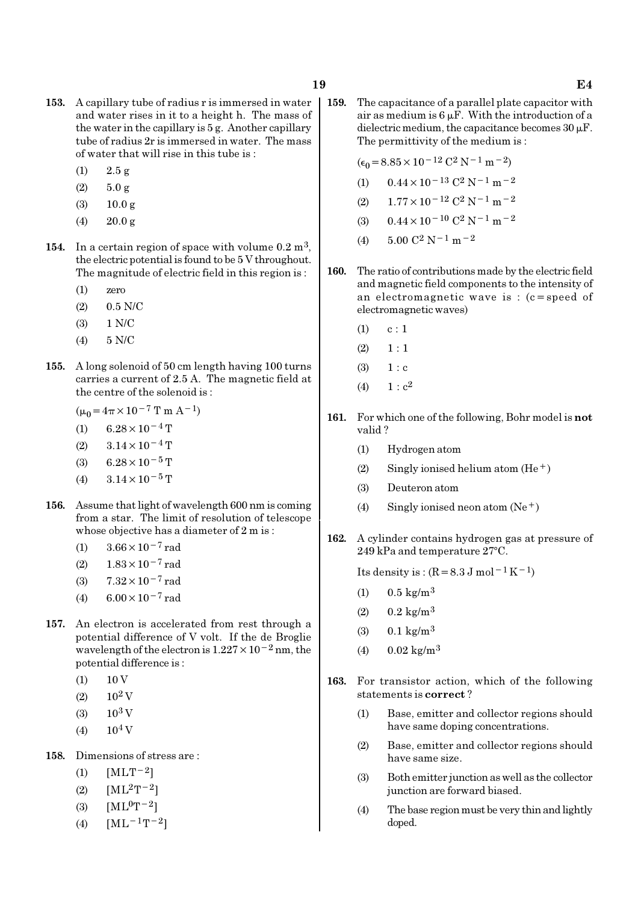**153.** A capillary tube of radius r is immersed in water and water rises in it to a height h. The mass of the water in the capillary is 5 g. Another capillary tube of radius 2r is immersed in water. The mass of water that will rise in this tube is :

(1) 2.5 g

(2) 5.0 g

(3) 10.0 g

(4) 20.0 g

**154.** In a certain region of space with volume $0.2\ m^3$, the electric potential is found to be 5 V throughout. The magnitude of electric field in this region is :

(1) zero

(2) 0.5 N/C

(3) 1 N/C

(4) 5 N/C

**155.** A long solenoid of 50 cm length having 100 turns carries a current of 2.5 A. The magnetic field at the centre of the solenoid is :

($\mu_0 = 4\pi \times 10^{-7}$ T m $A^{-1}$)

(1) $6.28 \times 10^{-4}$ T

(2) $3.14 \times 10^{-4}$ T

(3) $6.28 \times 10^{-5}$ T

(4) $3.14 \times 10^{-5}$ T

**156.** Assume that light of wavelength 600 nm is coming from a star. The limit of resolution of telescope whose objective has a diameter of 2 m is :

(1) $3.66 \times 10^{-7}$ rad

(2) $1.83 \times 10^{-7}$ rad

(3) $7.32 \times 10^{-7}$ rad

(4) $6.00 \times 10^{-7}$ rad

**157.** An electron is accelerated from rest through a potential difference of V volt. If the de Broglie wavelength of the electron is $1.227 \times 10^{-2}$ nm, the potential difference is :

(1) 10 V

(2) $10^2$ V

(3) $10^3$ V

(4) $10^4$ V

**158.** Dimensions of stress are :

(1) $[MLT^{-2}]$

(2) $[ML^2T^{-2}]$

(3) $[ML^0T^{-2}]$

(4) $[ML^{-1}T^{-2}]$

**159.** The capacitance of a parallel plate capacitor with air as medium is 6 μF. With the introduction of a dielectric medium, the capacitance becomes 30 μF. The permittivity of the medium is :

($\epsilon_0 = 8.85 \times 10^{-12}\ C^2\ N^{-1}\ m^{-2}$)

(1) $0.44 \times 10^{-13}\ C^2\ N^{-1}\ m^{-2}$

(2) $1.77 \times 10^{-12}\ C^2\ N^{-1}\ m^{-2}$

(3) $0.44 \times 10^{-10}\ C^2\ N^{-1}\ m^{-2}$

(4) $5.00\ C^2\ N^{-1}\ m^{-2}$

**160.** The ratio of contributions made by the electric field and magnetic field components to the intensity of an electromagnetic wave is : (c = speed of electromagnetic waves)

(1) c : 1

(2) 1 : 1

(3) 1 : c

(4) 1 : $c^2$

**161.** For which one of the following, Bohr model is **not** valid ?

(1) Hydrogen atom

(2) Singly ionised helium atom ($He^+$)

(3) Deuteron atom

(4) Singly ionised neon atom ($Ne^+$)

**162.** A cylinder contains hydrogen gas at pressure of 249 kPa and temperature 27°C.

Its density is : ($R = 8.3\ J\ mol^{-1}\ K^{-1}$)

(1) $0.5\ kg/m^3$

(2) $0.2\ kg/m^3$

(3) $0.1\ kg/m^3$

(4) $0.02\ kg/m^3$

**163.** For transistor action, which of the following statements is **correct** ?

(1) Base, emitter and collector regions should have same doping concentrations.

(2) Base, emitter and collector regions should have same size.

(3) Both emitter junction as well as the collector junction are forward biased.

(4) The base region must be very thin and lightly doped.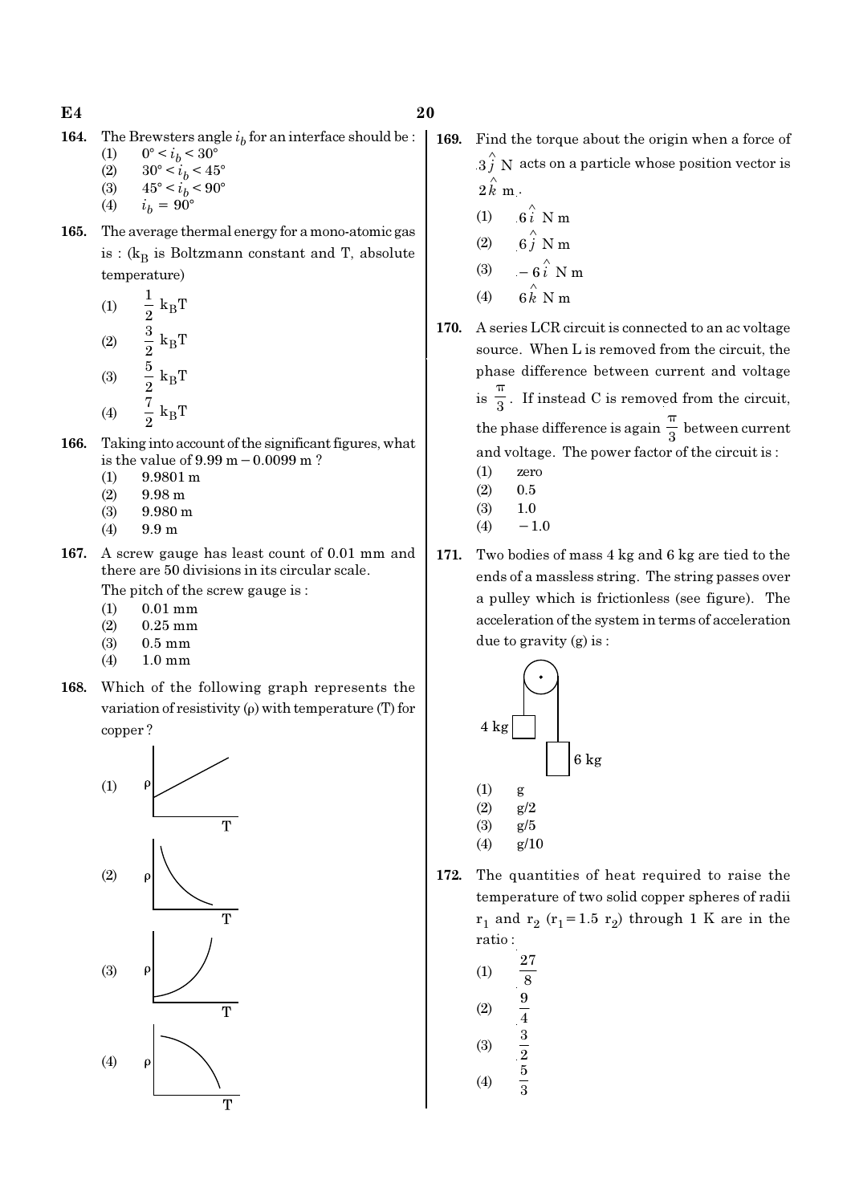164. The Brewsters angle $i_b$ for an interface should be :
(1) $0° < i_b < 30°$
(2) $30° < i_b < 45°$
(3) $45° < i_b < 90°$
(4) $i_b = 90°$

165. The average thermal energy for a mono-atomic gas is : ($k_B$ is Boltzmann constant and T, absolute temperature)
(1) $\frac{1}{2} k_B T$
(2) $\frac{3}{2} k_B T$
(3) $\frac{5}{2} k_B T$
(4) $\frac{7}{2} k_B T$

166. Taking into account of the significant figures, what is the value of 9.99 m − 0.0099 m ?
(1) 9.9801 m
(2) 9.98 m
(3) 9.980 m
(4) 9.9 m

167. A screw gauge has least count of 0.01 mm and there are 50 divisions in its circular scale.
The pitch of the screw gauge is :
(1) 0.01 mm
(2) 0.25 mm
(3) 0.5 mm
(4) 1.0 mm

168. Which of the following graph represents the variation of resistivity (ρ) with temperature (T) for copper ?
(1) [Graph: ρ vs T, straight line with positive intercept, increasing]
(2) [Graph: ρ vs T, decreasing curve, concave up]
(3) [Graph: ρ vs T, increasing curve, concave up]
(4) [Graph: ρ vs T, decreasing curve, concave down]

169. Find the torque about the origin when a force of $3\hat{j}$ N acts on a particle whose position vector is $2\hat{k}$ m.
(1) $6\hat{i}$ N m
(2) $6\hat{j}$ N m
(3) $-6\hat{i}$ N m
(4) $6\hat{k}$ N m

170. A series LCR circuit is connected to an ac voltage source. When L is removed from the circuit, the phase difference between current and voltage is $\frac{\pi}{3}$. If instead C is removed from the circuit, the phase difference is again $\frac{\pi}{3}$ between current and voltage. The power factor of the circuit is :
(1) zero
(2) 0.5
(3) 1.0
(4) −1.0

171. Two bodies of mass 4 kg and 6 kg are tied to the ends of a massless string. The string passes over a pulley which is frictionless (see figure). The acceleration of the system in terms of acceleration due to gravity (g) is :

[Figure: pulley with 4 kg mass on left and 6 kg mass on right]

(1) g
(2) g/2
(3) g/5
(4) g/10

172. The quantities of heat required to raise the temperature of two solid copper spheres of radii $r_1$ and $r_2$ ($r_1 = 1.5\ r_2$) through 1 K are in the ratio :
(1) $\frac{27}{8}$
(2) $\frac{9}{4}$
(3) $\frac{3}{2}$
(4) $\frac{5}{3}$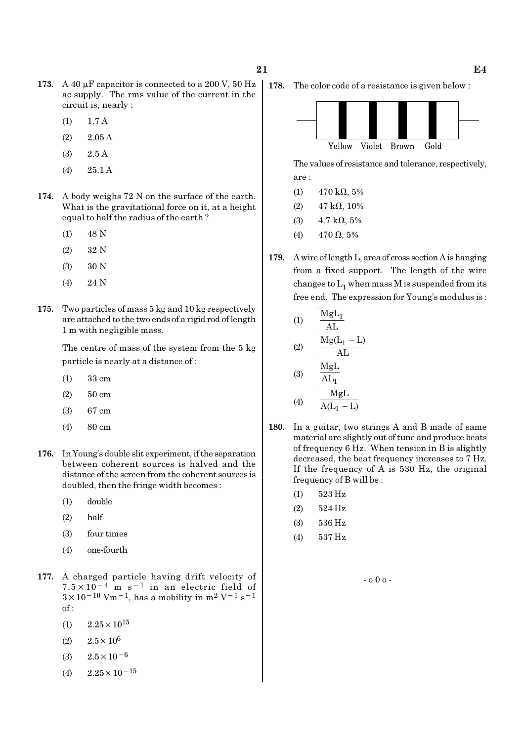**173.** A 40 μF capacitor is connected to a 200 V, 50 Hz ac supply. The rms value of the current in the circuit is, nearly :

(1) 1.7 A

(2) 2.05 A

(3) 2.5 A

(4) 25.1 A

**174.** A body weighs 72 N on the surface of the earth. What is the gravitational force on it, at a height equal to half the radius of the earth ?

(1) 48 N

(2) 32 N

(3) 30 N

(4) 24 N

**175.** Two particles of mass 5 kg and 10 kg respectively are attached to the two ends of a rigid rod of length 1 m with negligible mass.

The centre of mass of the system from the 5 kg particle is nearly at a distance of :

(1) 33 cm

(2) 50 cm

(3) 67 cm

(4) 80 cm

**176.** In Young's double slit experiment, if the separation between coherent sources is halved and the distance of the screen from the coherent sources is doubled, then the fringe width becomes :

(1) double

(2) half

(3) four times

(4) one-fourth

**177.** A charged particle having drift velocity of $7.5 \times 10^{-4}$ m s$^{-1}$ in an electric field of $3 \times 10^{-10}$ Vm$^{-1}$, has a mobility in m$^2$ V$^{-1}$ s$^{-1}$ of :

(1) $2.25 \times 10^{15}$

(2) $2.5 \times 10^{6}$

(3) $2.5 \times 10^{-6}$

(4) $2.25 \times 10^{-15}$

**178.** The color code of a resistance is given below :

Yellow Violet Brown Gold

The values of resistance and tolerance, respectively, are :

(1) 470 kΩ, 5%

(2) 47 kΩ, 10%

(3) 4.7 kΩ, 5%

(4) 470 Ω, 5%

**179.** A wire of length L, area of cross section A is hanging from a fixed support. The length of the wire changes to $L_1$ when mass M is suspended from its free end. The expression for Young's modulus is :

(1) $\dfrac{MgL_1}{AL}$

(2) $\dfrac{Mg(L_1 - L)}{AL}$

(3) $\dfrac{MgL}{AL_1}$

(4) $\dfrac{MgL}{A(L_1 - L)}$

**180.** In a guitar, two strings A and B made of same material are slightly out of tune and produce beats of frequency 6 Hz. When tension in B is slightly decreased, the beat frequency increases to 7 Hz. If the frequency of A is 530 Hz, the original frequency of B will be :

(1) 523 Hz

(2) 524 Hz

(3) 536 Hz

(4) 537 Hz

- o 0 o -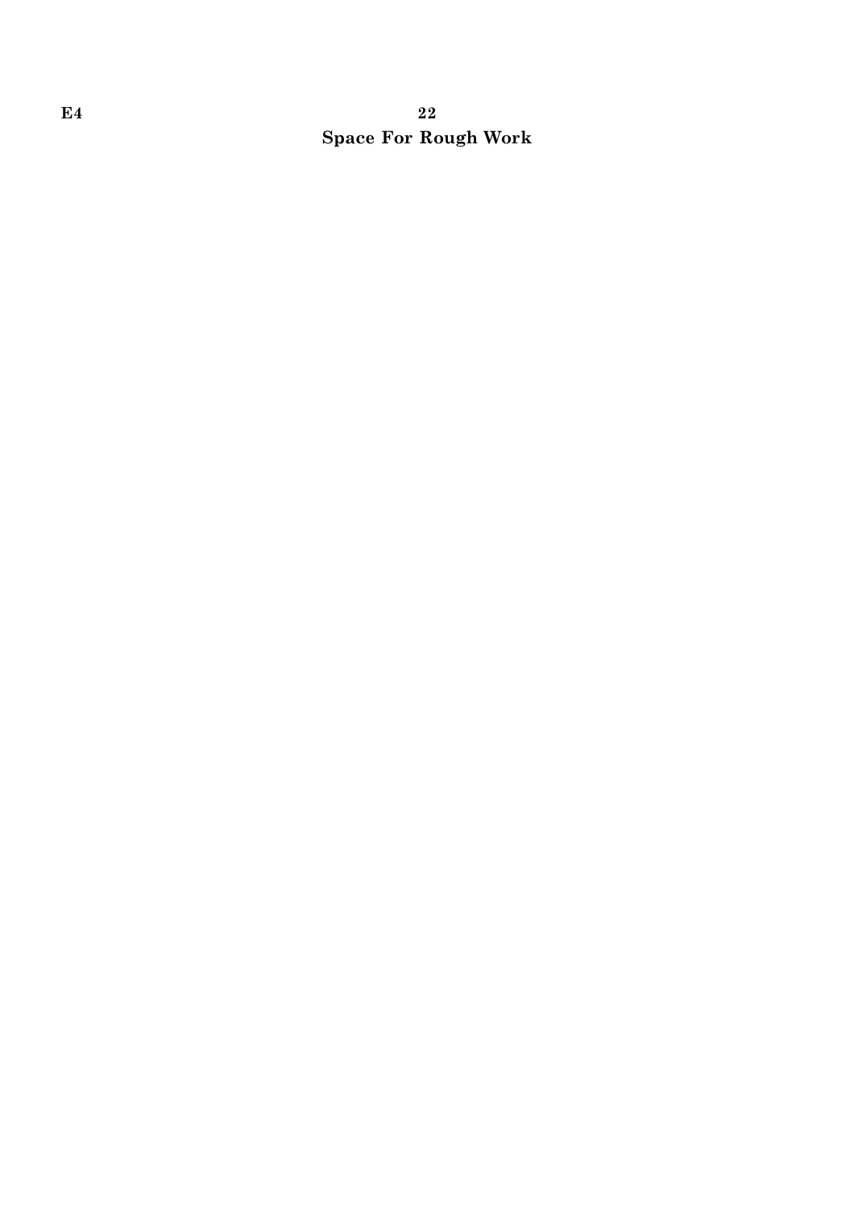**Space For Rough Work**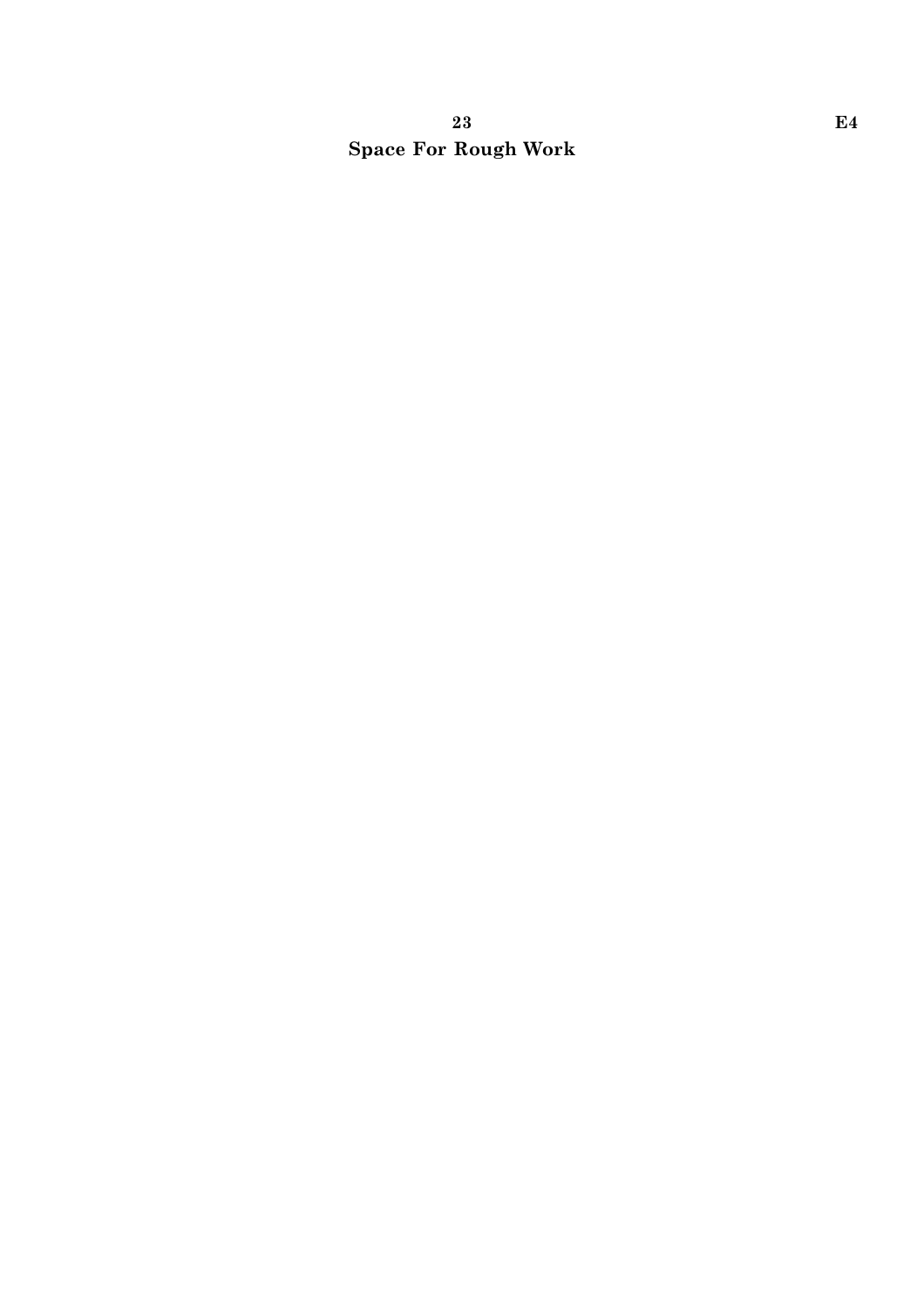**Space For Rough Work**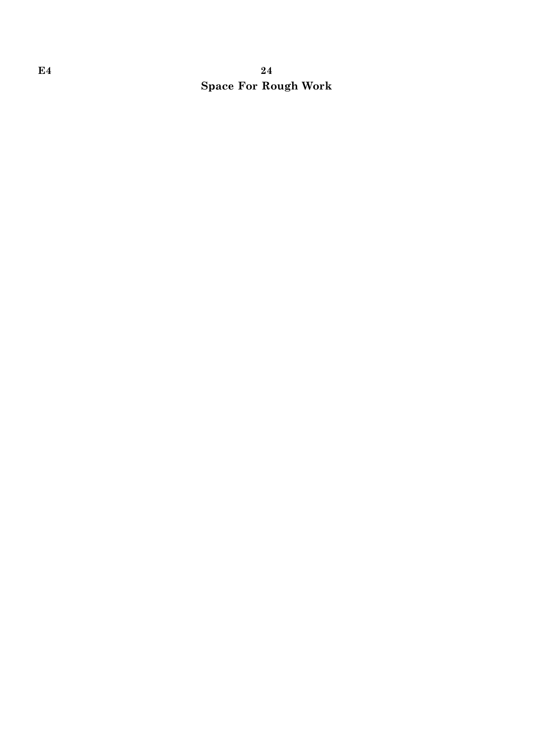**Space For Rough Work**